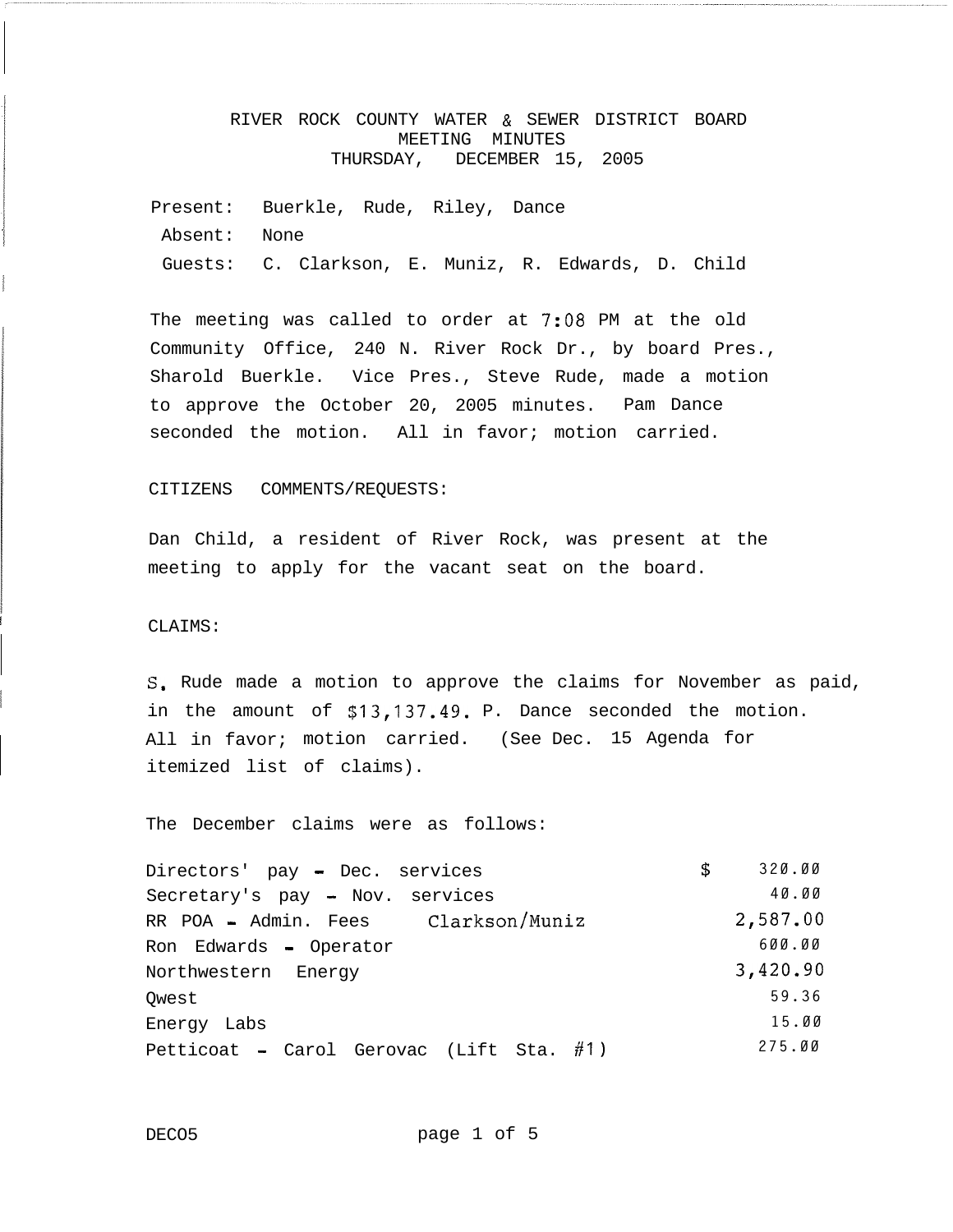# RIVER ROCK COUNTY WATER & SEWER DISTRICT BOARD
## MEETING MINUTES
### THURSDAY, DECEMBER 15, 2005

Present: Buerkle, Rude, Riley, Dance

Absent: None

Guests: C. Clarkson, E. Muniz, R. Edwards, D. Child

The meeting was called to order at 7:08 PM at the old Community Office, 240 N. River Rock Dr., by board Pres., Sharold Buerkle. Vice Pres., Steve Rude, made a motion to approve the October 20, 2005 minutes. Pam Dance seconded the motion. All in favor; motion carried.

CITIZENS COMMENTS/REQUESTS:

Dan Child, a resident of River Rock, was present at the meeting to apply for the vacant seat on the board.

CLAIMS:

S. Rude made a motion to approve the claims for November as paid, in the amount of $13,137.49. P. Dance seconded the motion. All in favor; motion carried. (See Dec. 15 Agenda for itemized list of claims).

The December claims were as follows:

| | |
|---|---|
| Directors' pay - Dec. services | $ 320.00 |
| Secretary's pay - Nov. services | 40.00 |
| RR POA - Admin. Fees Clarkson/Muniz | 2,587.00 |
| Ron Edwards - Operator | 600.00 |
| Northwestern Energy | 3,420.90 |
| Qwest | 59.36 |
| Energy Labs | 15.00 |
| Petticoat - Carol Gerovac (Lift Sta. #1) | 275.00 |

DEC05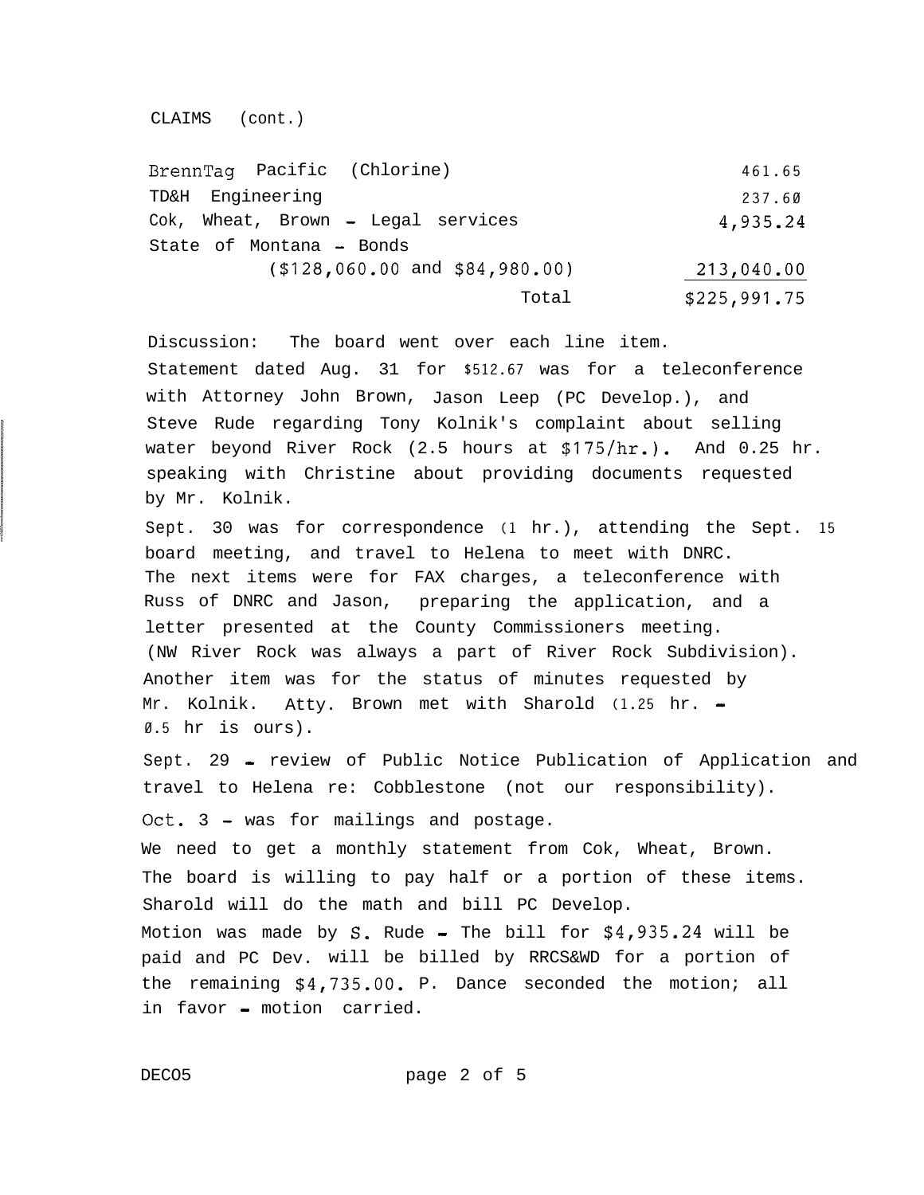CLAIMS (cont.)

| | |
|---|---|
| BrennTag Pacific (Chlorine) | 461.65 |
| TD&H Engineering | 237.60 |
| Cok, Wheat, Brown - Legal services | 4,935.24 |
| State of Montana - Bonds ($128,060.00 and $84,980.00) | 213,040.00 |
| Total | $225,991.75 |

Discussion: The board went over each line item. Statement dated Aug. 31 for $512.67 was for a teleconference with Attorney John Brown, Jason Leep (PC Develop.), and Steve Rude regarding Tony Kolnik's complaint about selling water beyond River Rock (2.5 hours at $175/hr.). And 0.25 hr. speaking with Christine about providing documents requested by Mr. Kolnik.

Sept. 30 was for correspondence (1 hr.), attending the Sept. 15 board meeting, and travel to Helena to meet with DNRC. The next items were for FAX charges, a teleconference with Russ of DNRC and Jason, preparing the application, and a letter presented at the County Commissioners meeting. (NW River Rock was always a part of River Rock Subdivision). Another item was for the status of minutes requested by Mr. Kolnik. Atty. Brown met with Sharold (1.25 hr. - 0.5 hr is ours).

Sept. 29 - review of Public Notice Publication of Application and travel to Helena re: Cobblestone (not our responsibility).

Oct. 3 - was for mailings and postage.

We need to get a monthly statement from Cok, Wheat, Brown.

The board is willing to pay half or a portion of these items. Sharold will do the math and bill PC Develop.

Motion was made by S. Rude - The bill for $4,935.24 will be paid and PC Dev. will be billed by RRCS&WD for a portion of the remaining $4,735.00. P. Dance seconded the motion; all in favor - motion carried.

DEC05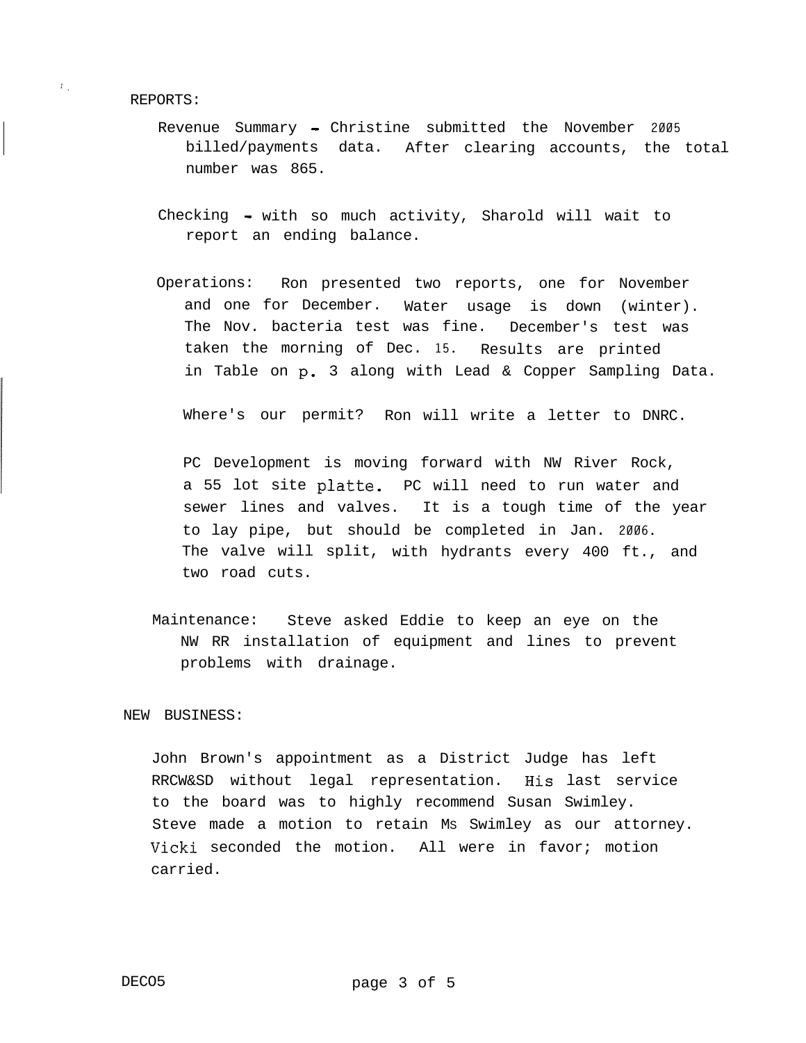REPORTS:

Revenue Summary - Christine submitted the November 2005 billed/payments data. After clearing accounts, the total number was 865.

Checking - with so much activity, Sharold will wait to report an ending balance.

Operations: Ron presented two reports, one for November and one for December. Water usage is down (winter). The Nov. bacteria test was fine. December's test was taken the morning of Dec. 15. Results are printed in Table on p. 3 along with Lead & Copper Sampling Data.

Where's our permit? Ron will write a letter to DNRC.

PC Development is moving forward with NW River Rock, a 55 lot site platte. PC will need to run water and sewer lines and valves. It is a tough time of the year to lay pipe, but should be completed in Jan. 2006. The valve will split, with hydrants every 400 ft., and two road cuts.

Maintenance: Steve asked Eddie to keep an eye on the NW RR installation of equipment and lines to prevent problems with drainage.

NEW BUSINESS:

John Brown's appointment as a District Judge has left RRCW&SD without legal representation. His last service to the board was to highly recommend Susan Swimley. Steve made a motion to retain Ms Swimley as our attorney. Vicki seconded the motion. All were in favor; motion carried.

DEC05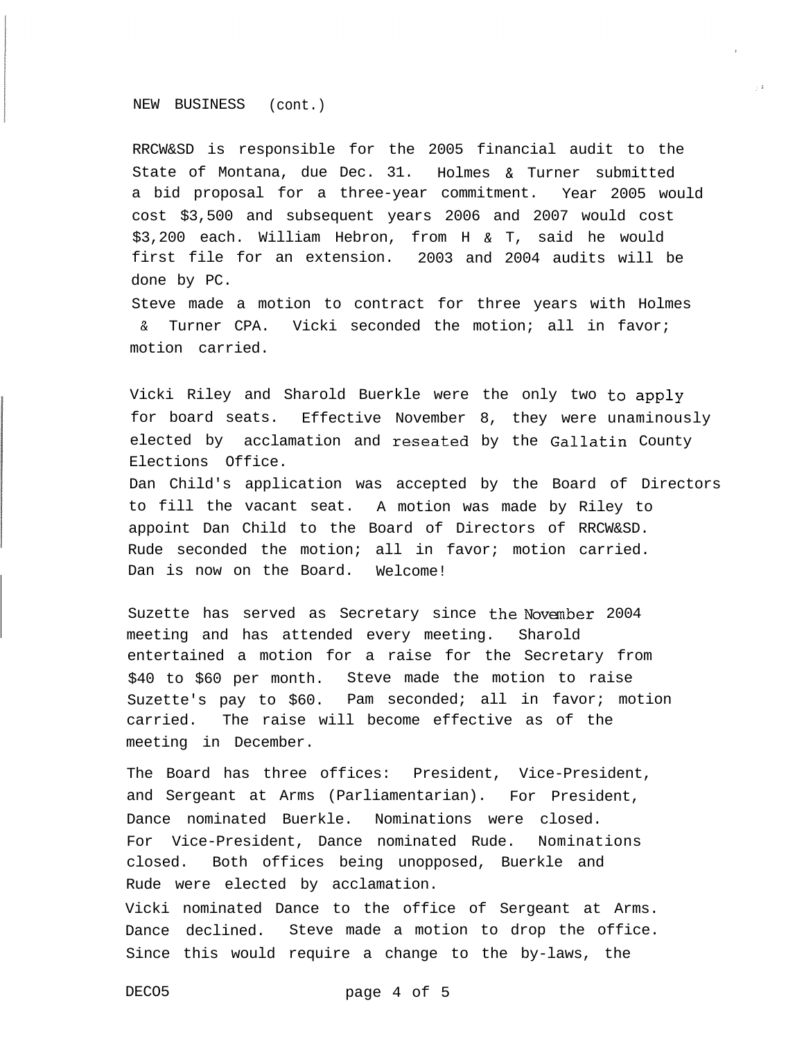NEW BUSINESS (cont.)

RRCW&SD is responsible for the 2005 financial audit to the State of Montana, due Dec. 31. Holmes & Turner submitted a bid proposal for a three-year commitment. Year 2005 would cost $3,500 and subsequent years 2006 and 2007 would cost $3,200 each. William Hebron, from H & T, said he would first file for an extension. 2003 and 2004 audits will be done by PC.
Steve made a motion to contract for three years with Holmes & Turner CPA. Vicki seconded the motion; all in favor; motion carried.

Vicki Riley and Sharold Buerkle were the only two to apply for board seats. Effective November 8, they were unaminously elected by acclamation and reseated by the Gallatin County Elections Office.
Dan Child's application was accepted by the Board of Directors to fill the vacant seat. A motion was made by Riley to appoint Dan Child to the Board of Directors of RRCW&SD. Rude seconded the motion; all in favor; motion carried. Dan is now on the Board. Welcome!

Suzette has served as Secretary since the November 2004 meeting and has attended every meeting. Sharold entertained a motion for a raise for the Secretary from $40 to $60 per month. Steve made the motion to raise Suzette's pay to $60. Pam seconded; all in favor; motion carried. The raise will become effective as of the meeting in December.

The Board has three offices: President, Vice-President, and Sergeant at Arms (Parliamentarian). For President, Dance nominated Buerkle. Nominations were closed. For Vice-President, Dance nominated Rude. Nominations closed. Both offices being unopposed, Buerkle and Rude were elected by acclamation.
Vicki nominated Dance to the office of Sergeant at Arms. Dance declined. Steve made a motion to drop the office. Since this would require a change to the by-laws, the

DEC05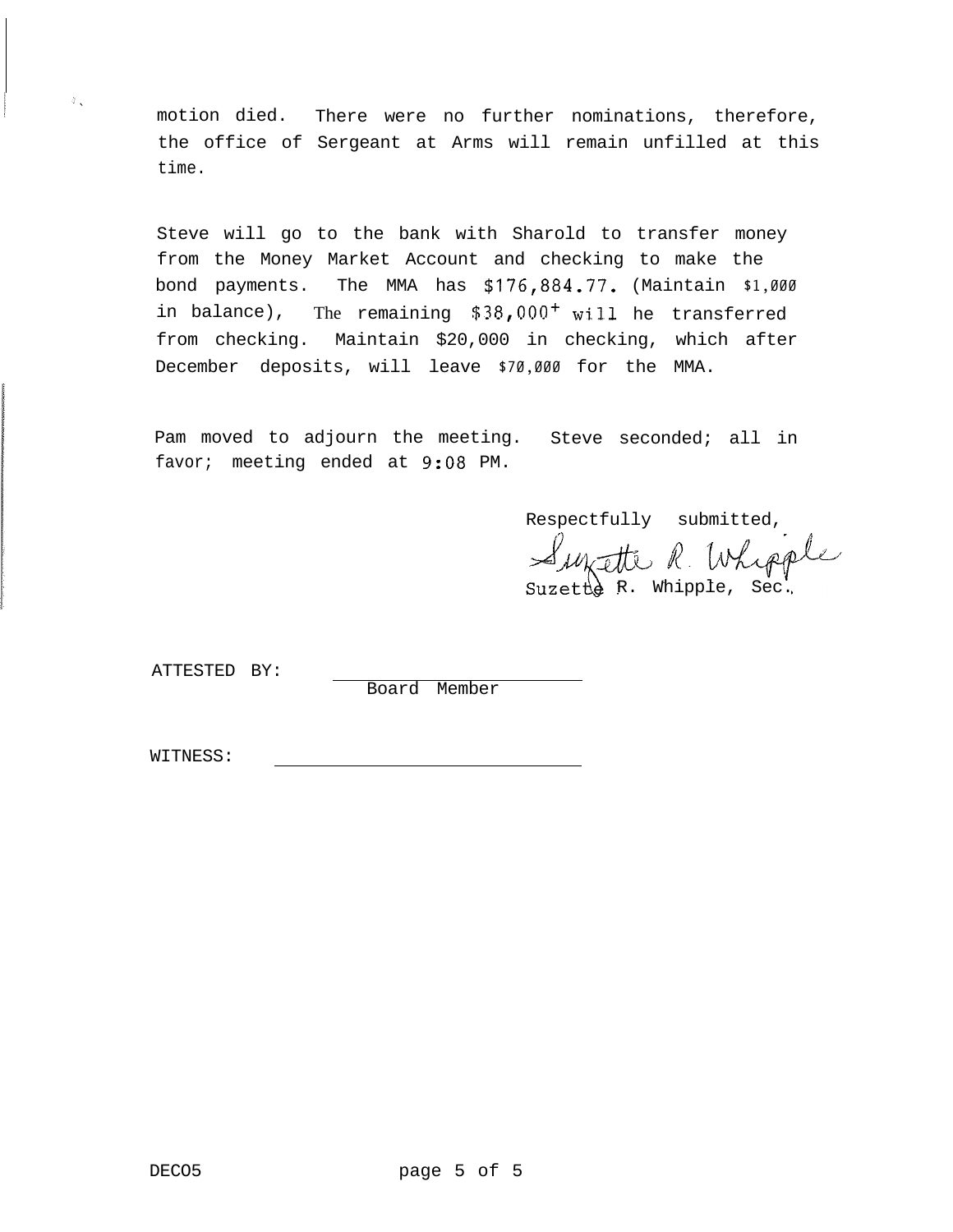motion died. There were no further nominations, therefore, the office of Sergeant at Arms will remain unfilled at this time.

Steve will go to the bank with Sharold to transfer money from the Money Market Account and checking to make the bond payments. The MMA has $176,884.77. (Maintain $1,000 in balance), The remaining $38,000+ will he transferred from checking. Maintain $20,000 in checking, which after December deposits, will leave $70,000 for the MMA.

Pam moved to adjourn the meeting. Steve seconded; all in favor; meeting ended at 9:08 PM.

Respectfully submitted,

Suzette R. Whipple

Suzette R. Whipple, Sec.

ATTESTED BY: ____________________
Board Member

WITNESS: ____________________

DECO5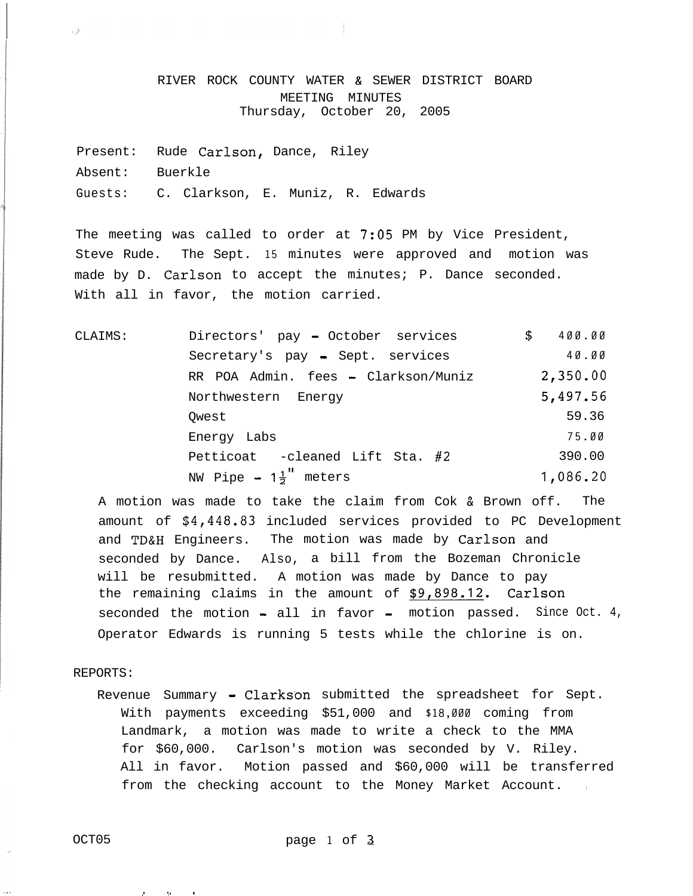# RIVER ROCK COUNTY WATER & SEWER DISTRICT BOARD

## MEETING MINUTES

Thursday, October 20, 2005

Present: Rude Carlson, Dance, Riley

Absent: Buerkle

Guests: C. Clarkson, E. Muniz, R. Edwards

The meeting was called to order at 7:05 PM by Vice President, Steve Rude. The Sept. 15 minutes were approved and motion was made by D. Carlson to accept the minutes; P. Dance seconded. With all in favor, the motion carried.

| CLAIMS: | | |
|---|---|---|
| | Directors' pay - October services | $ 400.00 |
| | Secretary's pay - Sept. services | 40.00 |
| | RR POA Admin. fees - Clarkson/Muniz | 2,350.00 |
| | Northwestern Energy | 5,497.56 |
| | Qwest | 59.36 |
| | Energy Labs | 75.00 |
| | Petticoat -cleaned Lift Sta. #2 | 390.00 |
| | NW Pipe - 1½" meters | 1,086.20 |

A motion was made to take the claim from Cok & Brown off. The amount of $4,448.83 included services provided to PC Development and TD&H Engineers. The motion was made by Carlson and seconded by Dance. Also, a bill from the Bozeman Chronicle will be resubmitted. A motion was made by Dance to pay the remaining claims in the amount of <u>$9,898.12</u>. Carlson seconded the motion - all in favor - motion passed. Since Oct. 4, Operator Edwards is running 5 tests while the chlorine is on.

REPORTS:

Revenue Summary - Clarkson submitted the spreadsheet for Sept. With payments exceeding $51,000 and $18,000 coming from Landmark, a motion was made to write a check to the MMA for $60,000. Carlson's motion was seconded by V. Riley. All in favor. Motion passed and $60,000 will be transferred from the checking account to the Money Market Account.

OCT05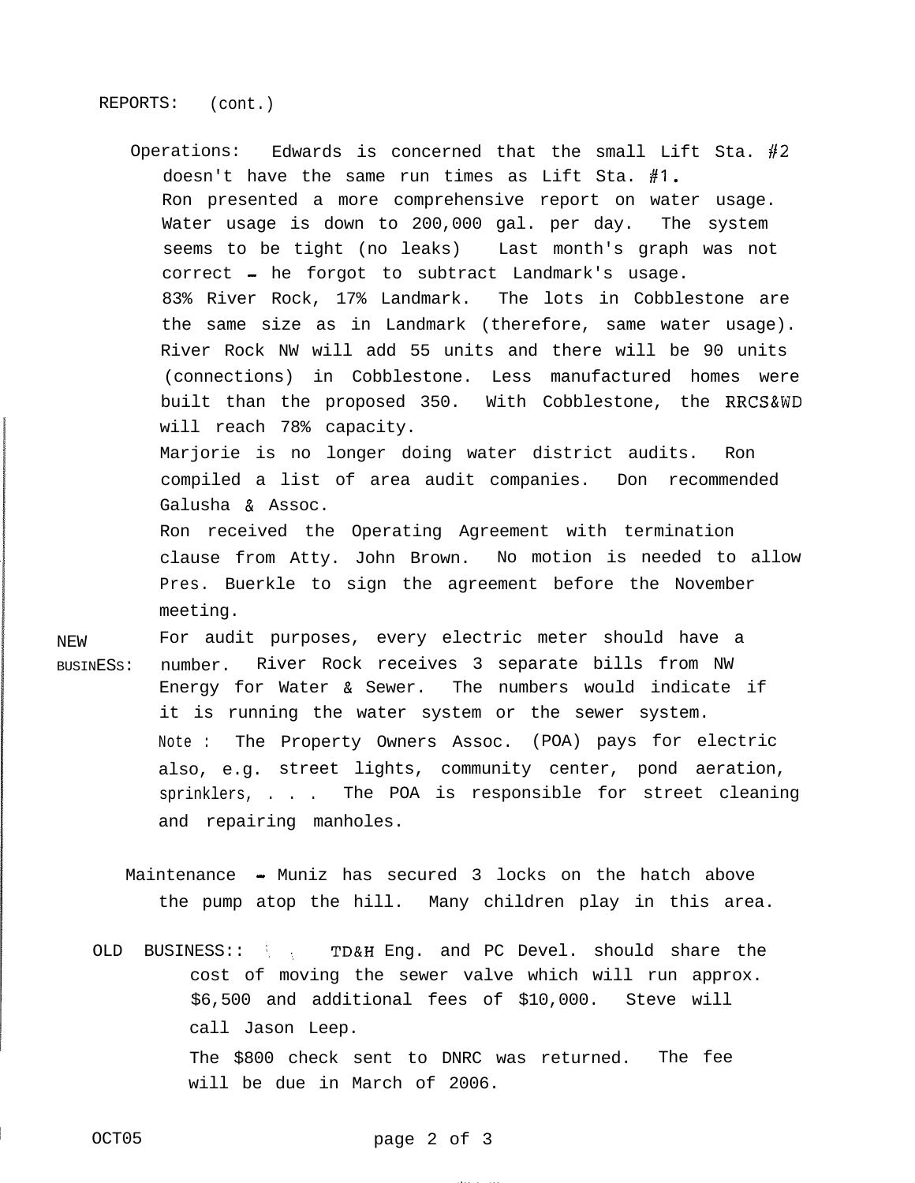REPORTS: (cont.)

Operations: Edwards is concerned that the small Lift Sta. #2 doesn't have the same run times as Lift Sta. #1.
Ron presented a more comprehensive report on water usage. Water usage is down to 200,000 gal. per day. The system seems to be tight (no leaks) Last month's graph was not correct - he forgot to subtract Landmark's usage.
83% River Rock, 17% Landmark. The lots in Cobblestone are the same size as in Landmark (therefore, same water usage). River Rock NW will add 55 units and there will be 90 units (connections) in Cobblestone. Less manufactured homes were built than the proposed 350. With Cobblestone, the RRCS&WD will reach 78% capacity.
Marjorie is no longer doing water district audits. Ron compiled a list of area audit companies. Don recommended Galusha & Assoc.
Ron received the Operating Agreement with termination clause from Atty. John Brown. No motion is needed to allow Pres. Buerkle to sign the agreement before the November meeting.

NEW BUSINESS: For audit purposes, every electric meter should have a number. River Rock receives 3 separate bills from NW Energy for Water & Sewer. The numbers would indicate if it is running the water system or the sewer system.
Note : The Property Owners Assoc. (POA) pays for electric also, e.g. street lights, community center, pond aeration, sprinklers, . . . The POA is responsible for street cleaning and repairing manholes.

Maintenance - Muniz has secured 3 locks on the hatch above the pump atop the hill. Many children play in this area.

OLD BUSINESS:: TD&H Eng. and PC Devel. should share the cost of moving the sewer valve which will run approx. $6,500 and additional fees of $10,000. Steve will call Jason Leep.
The $800 check sent to DNRC was returned. The fee will be due in March of 2006.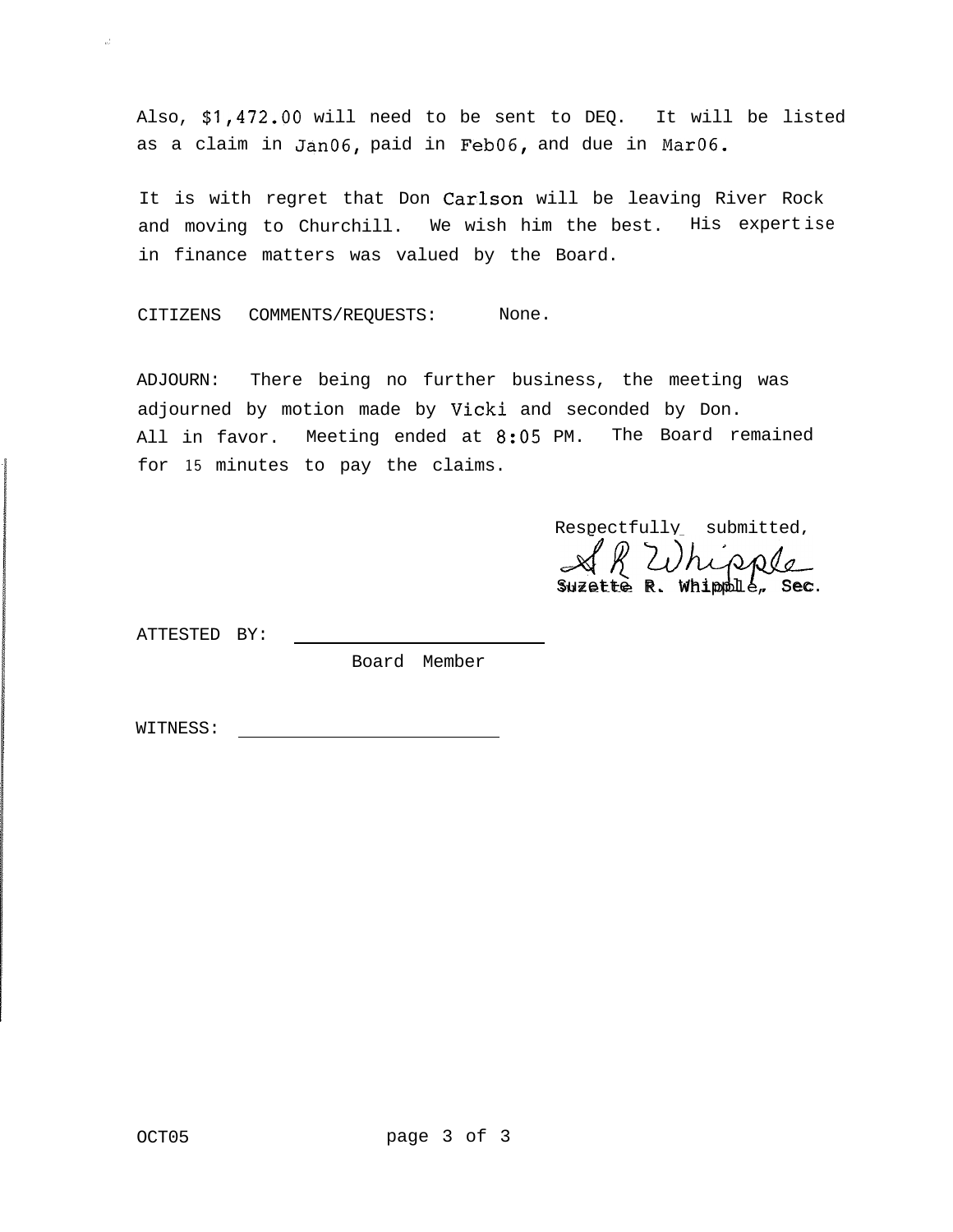Also, $1,472.00 will need to be sent to DEQ. It will be listed as a claim in Jan06, paid in Feb06, and due in Mar06.

It is with regret that Don Carlson will be leaving River Rock and moving to Churchill. We wish him the best. His expertise in finance matters was valued by the Board.

CITIZENS COMMENTS/REQUESTS: None.

ADJOURN: There being no further business, the meeting was adjourned by motion made by Vicki and seconded by Don. All in favor. Meeting ended at 8:05 PM. The Board remained for 15 minutes to pay the claims.

Respectfully submitted,

S R Whipple

Suzette R. Whipple, Sec.

ATTESTED BY: ________________________

Board Member

WITNESS: ________________________

OCT05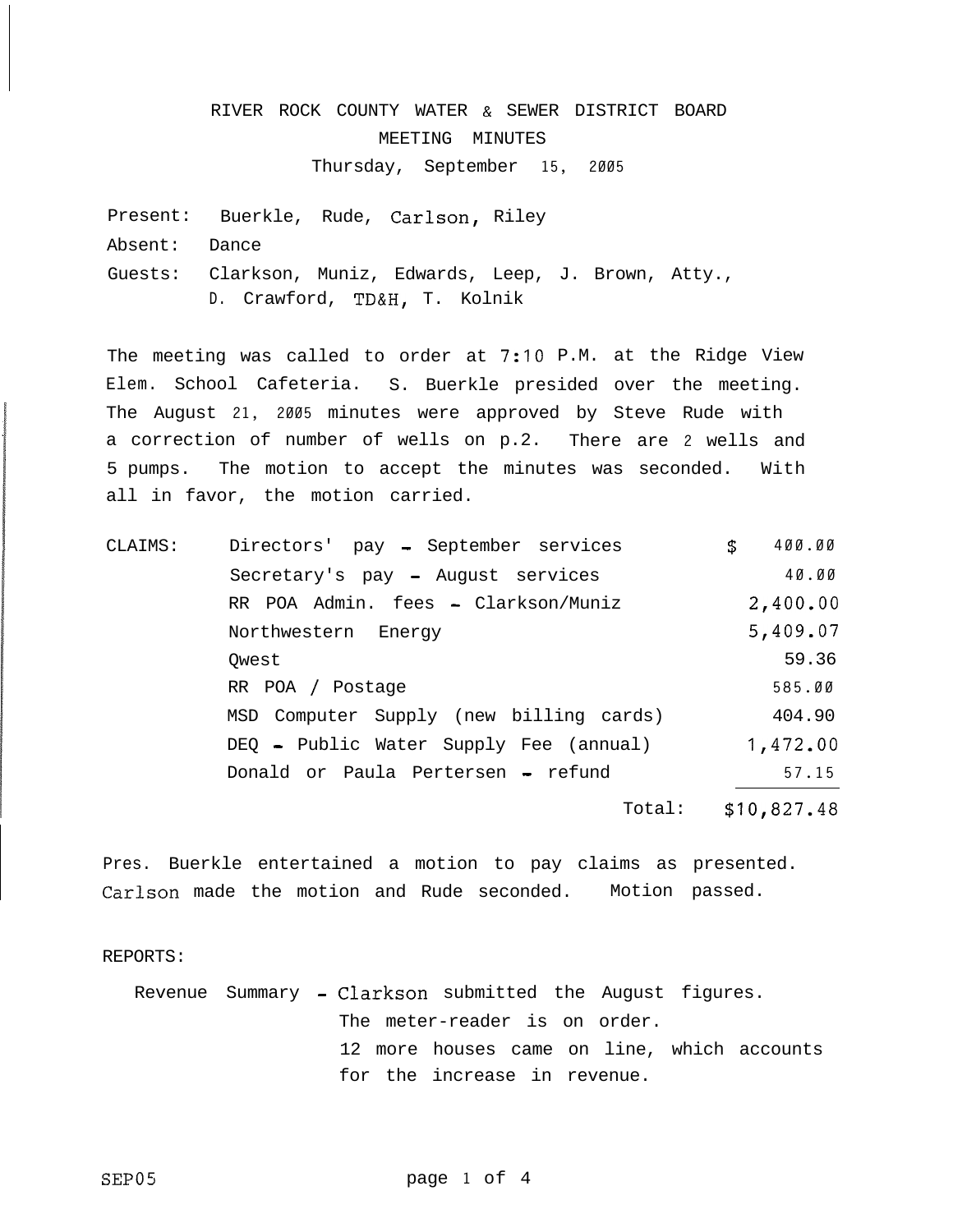# RIVER ROCK COUNTY WATER & SEWER DISTRICT BOARD

## MEETING MINUTES

Thursday, September 15, 2005

Present: Buerkle, Rude, Carlson, Riley

Absent: Dance

Guests: Clarkson, Muniz, Edwards, Leep, J. Brown, Atty., D. Crawford, TD&H, T. Kolnik

The meeting was called to order at 7:10 P.M. at the Ridge View Elem. School Cafeteria. S. Buerkle presided over the meeting. The August 21, 2005 minutes were approved by Steve Rude with a correction of number of wells on p.2. There are 2 wells and 5 pumps. The motion to accept the minutes was seconded. With all in favor, the motion carried.

| CLAIMS: | | |
|---|---|---|
| | Directors' pay - September services | $ 400.00 |
| | Secretary's pay - August services | 40.00 |
| | RR POA Admin. fees - Clarkson/Muniz | 2,400.00 |
| | Northwestern Energy | 5,409.07 |
| | Qwest | 59.36 |
| | RR POA / Postage | 585.00 |
| | MSD Computer Supply (new billing cards) | 404.90 |
| | DEQ - Public Water Supply Fee (annual) | 1,472.00 |
| | Donald or Paula Pertersen - refund | 57.15 |
| | Total: | $10,827.48 |

Pres. Buerkle entertained a motion to pay claims as presented. Carlson made the motion and Rude seconded. Motion passed.

REPORTS:

Revenue Summary - Clarkson submitted the August figures.
The meter-reader is on order.
12 more houses came on line, which accounts for the increase in revenue.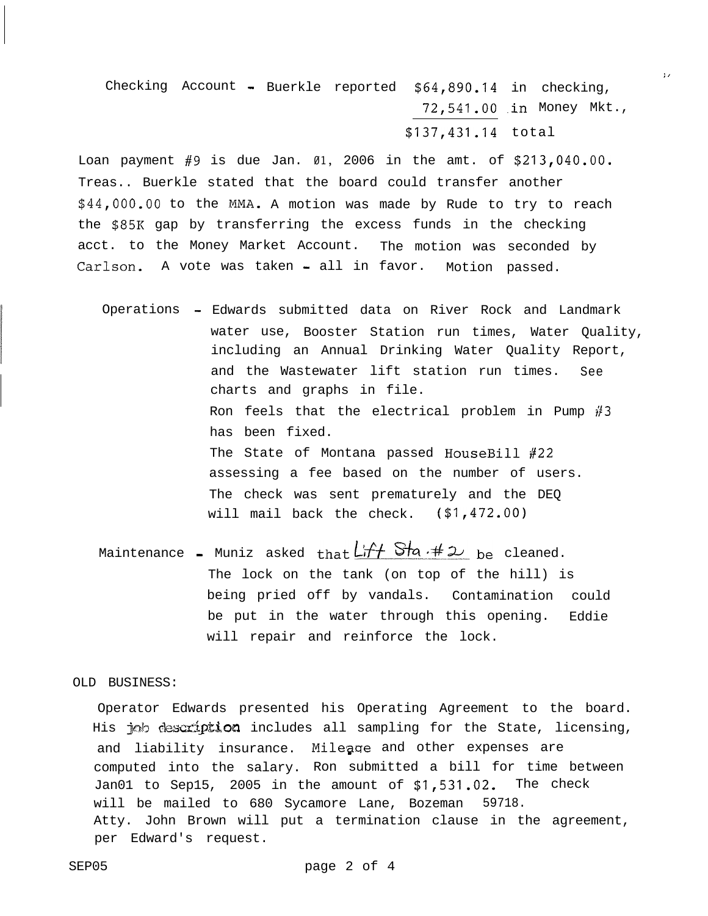Checking Account - Buerkle reported $64,890.14 in checking,
72,541.00 in Money Mkt.,
$137,431.14 total

Loan payment #9 is due Jan. 01, 2006 in the amt. of $213,040.00. Treas.. Buerkle stated that the board could transfer another $44,000.00 to the MMA. A motion was made by Rude to try to reach the $85K gap by transferring the excess funds in the checking acct. to the Money Market Account. The motion was seconded by Carlson. A vote was taken - all in favor. Motion passed.

Operations - Edwards submitted data on River Rock and Landmark water use, Booster Station run times, Water Quality, including an Annual Drinking Water Quality Report, and the Wastewater lift station run times. See charts and graphs in file.
Ron feels that the electrical problem in Pump #3 has been fixed.
The State of Montana passed HouseBill #22 assessing a fee based on the number of users. The check was sent prematurely and the DEQ will mail back the check. ($1,472.00)

Maintenance - Muniz asked that Lift Sta. #2 be cleaned. The lock on the tank (on top of the hill) is being pried off by vandals. Contamination could be put in the water through this opening. Eddie will repair and reinforce the lock.

OLD BUSINESS:

Operator Edwards presented his Operating Agreement to the board. His job description includes all sampling for the State, licensing, and liability insurance. Mileage and other expenses are computed into the salary. Ron submitted a bill for time between Jan01 to Sep15, 2005 in the amount of $1,531.02. The check will be mailed to 680 Sycamore Lane, Bozeman 59718.
Atty. John Brown will put a termination clause in the agreement, per Edward's request.

SEP05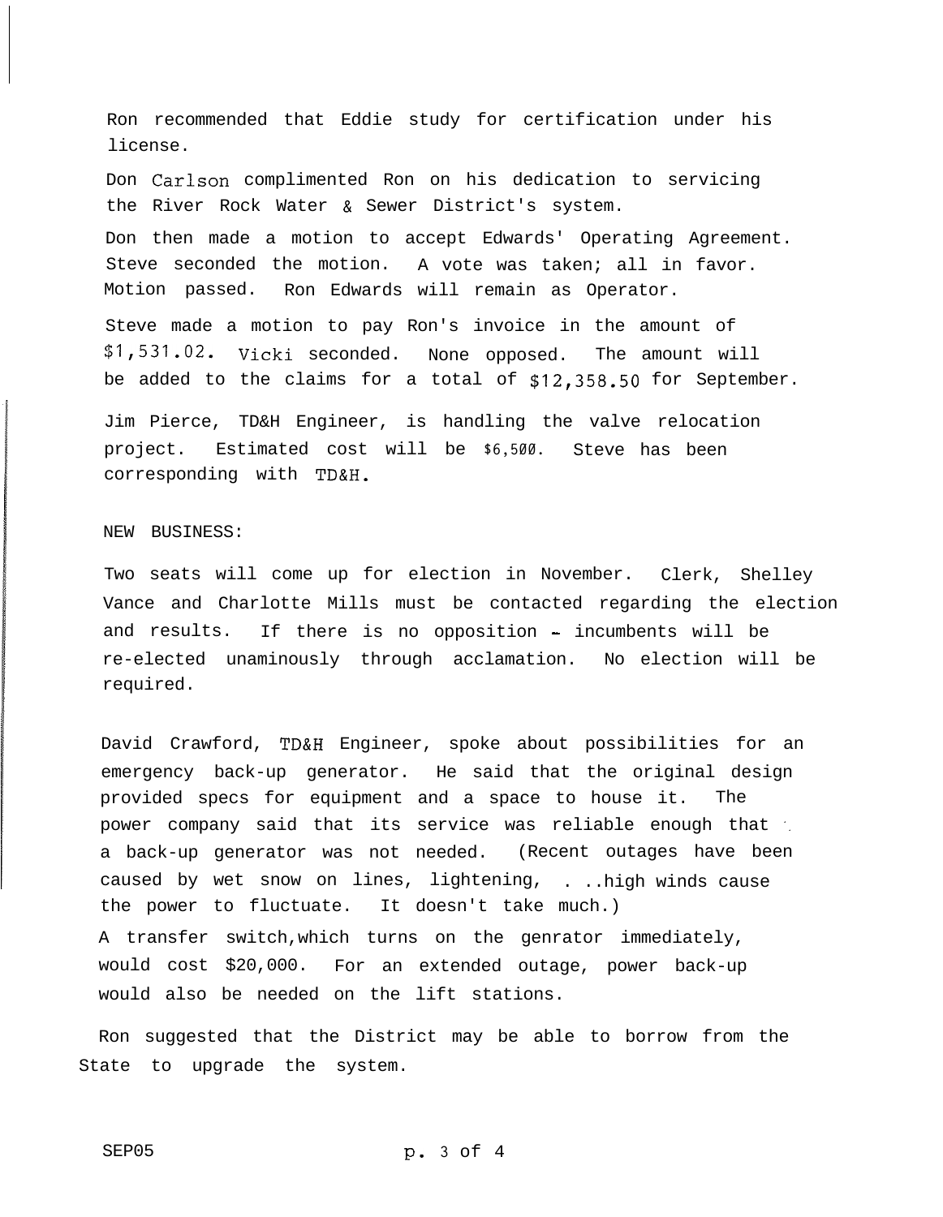Ron recommended that Eddie study for certification under his license.

Don Carlson complimented Ron on his dedication to servicing the River Rock Water & Sewer District's system.

Don then made a motion to accept Edwards' Operating Agreement. Steve seconded the motion. A vote was taken; all in favor. Motion passed. Ron Edwards will remain as Operator.

Steve made a motion to pay Ron's invoice in the amount of $1,531.02. Vicki seconded. None opposed. The amount will be added to the claims for a total of $12,358.50 for September.

Jim Pierce, TD&H Engineer, is handling the valve relocation project. Estimated cost will be $6,500. Steve has been corresponding with TD&H.

NEW BUSINESS:

Two seats will come up for election in November. Clerk, Shelley Vance and Charlotte Mills must be contacted regarding the election and results. If there is no opposition - incumbents will be re-elected unaminously through acclamation. No election will be required.

David Crawford, TD&H Engineer, spoke about possibilities for an emergency back-up generator. He said that the original design provided specs for equipment and a space to house it. The power company said that its service was reliable enough that a back-up generator was not needed. (Recent outages have been caused by wet snow on lines, lightening, . ..high winds cause the power to fluctuate. It doesn't take much.)

A transfer switch,which turns on the genrator immediately, would cost $20,000. For an extended outage, power back-up would also be needed on the lift stations.

Ron suggested that the District may be able to borrow from the State to upgrade the system.

SEP05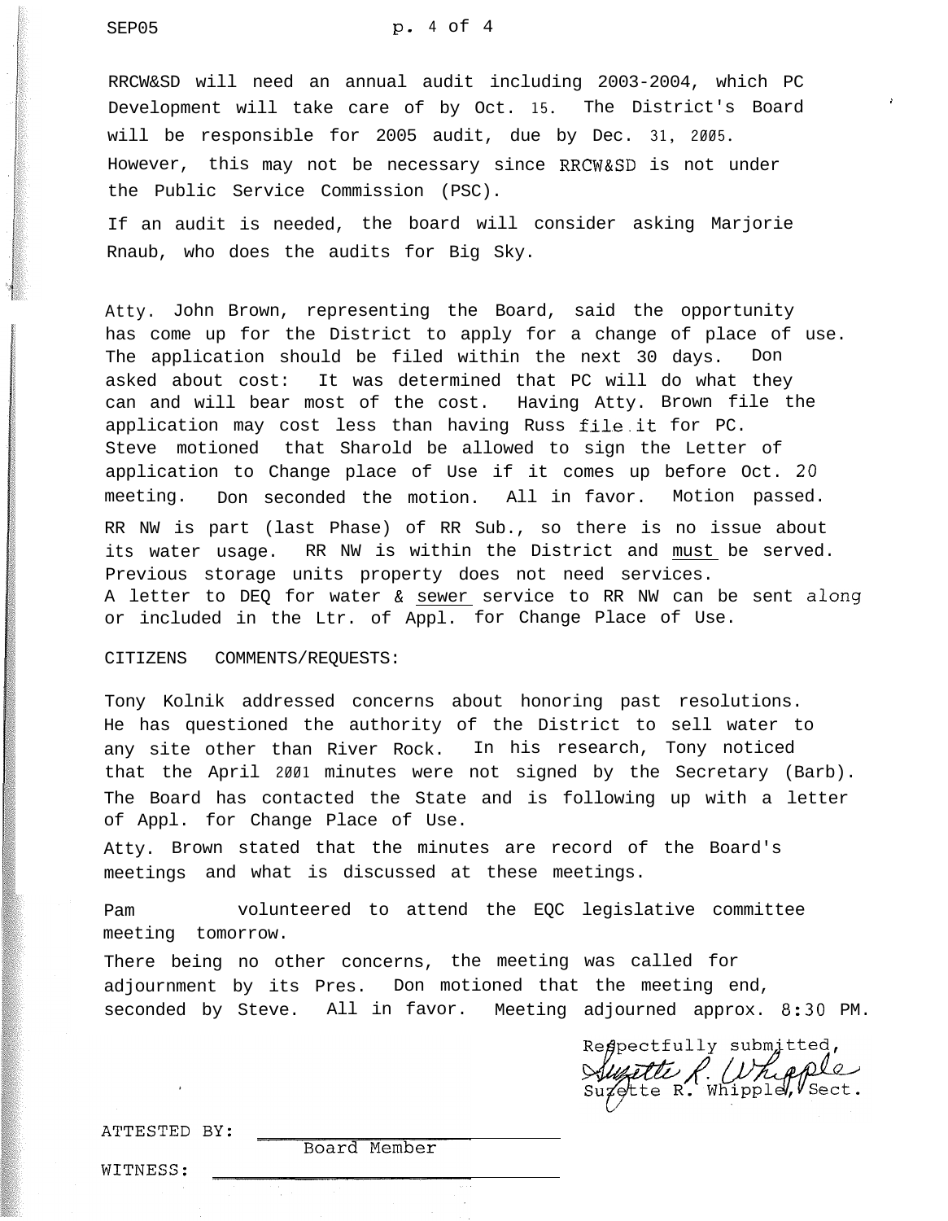RRCW&SD will need an annual audit including 2003-2004, which PC Development will take care of by Oct. 15. The District's Board will be responsible for 2005 audit, due by Dec. 31, 2005. However, this may not be necessary since RRCW&SD is not under the Public Service Commission (PSC).

If an audit is needed, the board will consider asking Marjorie Rnaub, who does the audits for Big Sky.

Atty. John Brown, representing the Board, said the opportunity has come up for the District to apply for a change of place of use. The application should be filed within the next 30 days. Don asked about cost: It was determined that PC will do what they can and will bear most of the cost. Having Atty. Brown file the application may cost less than having Russ file it for PC. Steve motioned that Sharold be allowed to sign the Letter of application to Change place of Use if it comes up before Oct. 20 meeting. Don seconded the motion. All in favor. Motion passed.

RR NW is part (last Phase) of RR Sub., so there is no issue about its water usage. RR NW is within the District and <u>must</u> be served. Previous storage units property does not need services. A letter to DEQ for water & <u>sewer</u> service to RR NW can be sent along or included in the Ltr. of Appl. for Change Place of Use.

CITIZENS COMMENTS/REQUESTS:

Tony Kolnik addressed concerns about honoring past resolutions. He has questioned the authority of the District to sell water to any site other than River Rock. In his research, Tony noticed that the April 2001 minutes were not signed by the Secretary (Barb). The Board has contacted the State and is following up with a letter of Appl. for Change Place of Use.

Atty. Brown stated that the minutes are record of the Board's meetings and what is discussed at these meetings.

Pam volunteered to attend the EQC legislative committee meeting tomorrow.

There being no other concerns, the meeting was called for adjournment by its Pres. Don motioned that the meeting end, seconded by Steve. All in favor. Meeting adjourned approx. 8:30 PM.

Respectfully submitted,
Suzette R. Whipple
Suzette R. Whipple, Sect.

ATTESTED BY: ______________________
Board Member

WITNESS: ______________________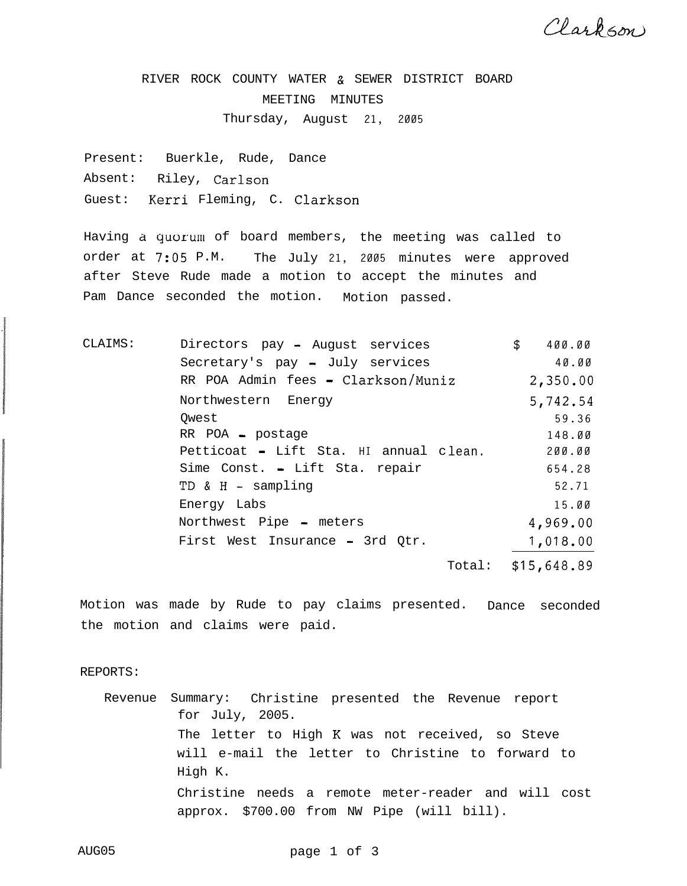Clarkson

# RIVER ROCK COUNTY WATER & SEWER DISTRICT BOARD
## MEETING MINUTES
### Thursday, August 21, 2005

Present: Buerkle, Rude, Dance
Absent: Riley, Carlson
Guest: Kerri Fleming, C. Clarkson

Having a quorum of board members, the meeting was called to order at 7:05 P.M. The July 21, 2005 minutes were approved after Steve Rude made a motion to accept the minutes and Pam Dance seconded the motion. Motion passed.

CLAIMS:

| | |
|---|---|
| Directors pay - August services | $ 400.00 |
| Secretary's pay - July services | 40.00 |
| RR POA Admin fees - Clarkson/Muniz | 2,350.00 |
| Northwestern Energy | 5,742.54 |
| Qwest | 59.36 |
| RR POA - postage | 148.00 |
| Petticoat - Lift Sta. HI annual clean. | 200.00 |
| Sime Const. - Lift Sta. repair | 654.28 |
| TD & H - sampling | 52.71 |
| Energy Labs | 15.00 |
| Northwest Pipe - meters | 4,969.00 |
| First West Insurance - 3rd Qtr. | 1,018.00 |
| Total: | $15,648.89 |

Motion was made by Rude to pay claims presented. Dance seconded the motion and claims were paid.

REPORTS:

Revenue Summary: Christine presented the Revenue report for July, 2005.

The letter to High K was not received, so Steve will e-mail the letter to Christine to forward to High K.

Christine needs a remote meter-reader and will cost approx. $700.00 from NW Pipe (will bill).

AUG05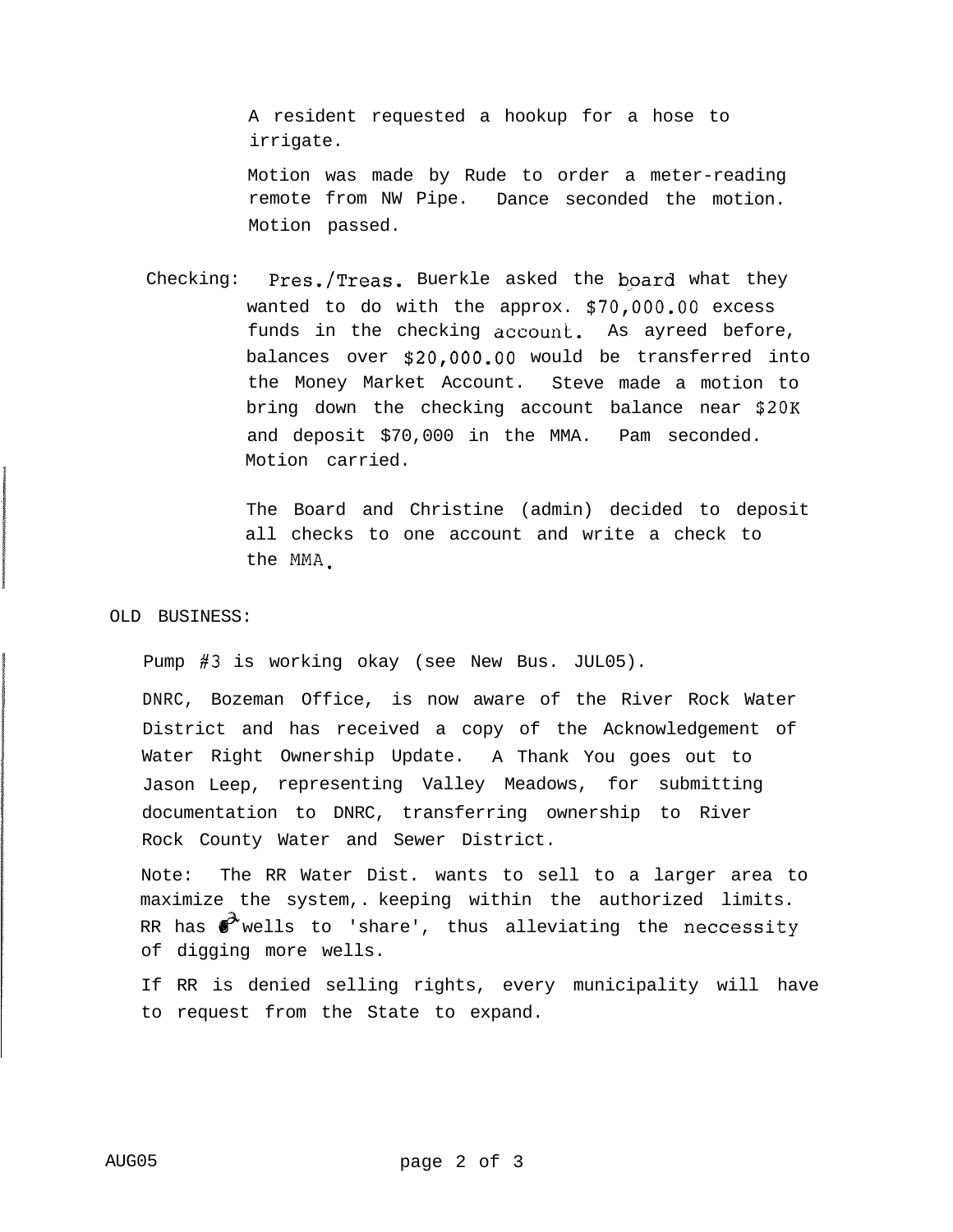A resident requested a hookup for a hose to irrigate.

Motion was made by Rude to order a meter-reading remote from NW Pipe. Dance seconded the motion. Motion passed.

Checking: Pres./Treas. Buerkle asked the board what they wanted to do with the approx. $70,000.00 excess funds in the checking account. As ayreed before, balances over $20,000.00 would be transferred into the Money Market Account. Steve made a motion to bring down the checking account balance near $20K and deposit $70,000 in the MMA. Pam seconded. Motion carried.

The Board and Christine (admin) decided to deposit all checks to one account and write a check to the MMA.

OLD BUSINESS:

Pump #3 is working okay (see New Bus. JUL05).

DNRC, Bozeman Office, is now aware of the River Rock Water District and has received a copy of the Acknowledgement of Water Right Ownership Update. A Thank You goes out to Jason Leep, representing Valley Meadows, for submitting documentation to DNRC, transferring ownership to River Rock County Water and Sewer District.

Note: The RR Water Dist. wants to sell to a larger area to maximize the system,. keeping within the authorized limits. RR has 2 wells to 'share', thus alleviating the neccessity of digging more wells.

If RR is denied selling rights, every municipality will have to request from the State to expand.

AUG05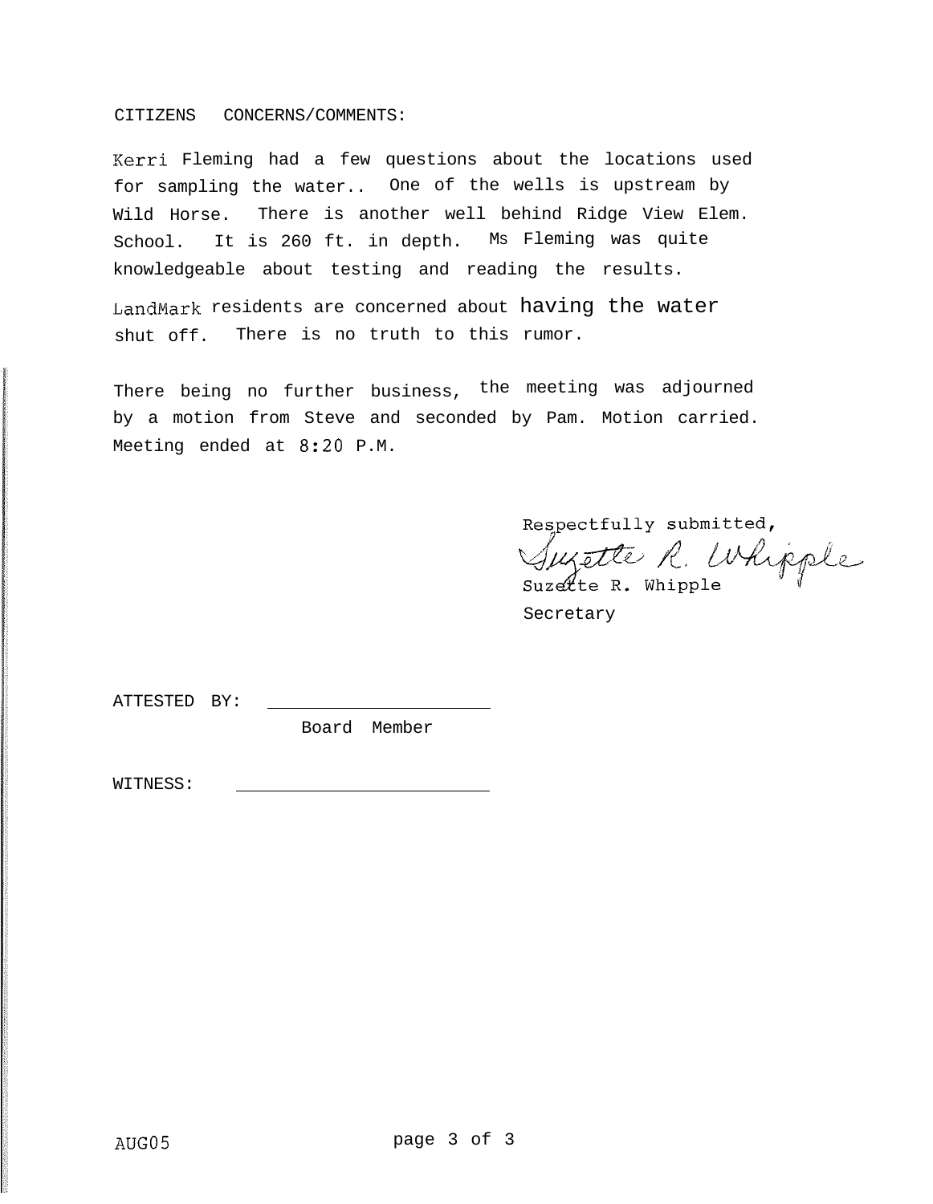CITIZENS CONCERNS/COMMENTS:

Kerri Fleming had a few questions about the locations used for sampling the water.. One of the wells is upstream by Wild Horse. There is another well behind Ridge View Elem. School. It is 260 ft. in depth. Ms Fleming was quite knowledgeable about testing and reading the results.

LandMark residents are concerned about having the water shut off. There is no truth to this rumor.

There being no further business, the meeting was adjourned by a motion from Steve and seconded by Pam. Motion carried. Meeting ended at 8:20 P.M.

Respectfully submitted,

Suzette R. Whipple

Suzette R. Whipple
Secretary

ATTESTED BY: ______________________
Board Member

WITNESS: ______________________

AUG05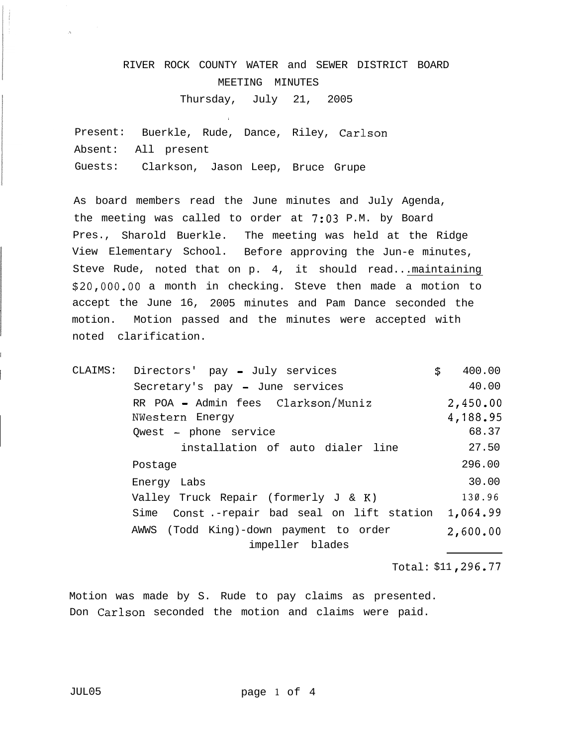# RIVER ROCK COUNTY WATER and SEWER DISTRICT BOARD

## MEETING MINUTES

### Thursday, July 21, 2005

Present: Buerkle, Rude, Dance, Riley, Carlson
Absent: All present
Guests: Clarkson, Jason Leep, Bruce Grupe

As board members read the June minutes and July Agenda, the meeting was called to order at 7:03 P.M. by Board Pres., Sharold Buerkle. The meeting was held at the Ridge View Elementary School. Before approving the Jun-e minutes, Steve Rude, noted that on p. 4, it should read...maintaining $20,000.00 a month in checking. Steve then made a motion to accept the June 16, 2005 minutes and Pam Dance seconded the motion. Motion passed and the minutes were accepted with noted clarification.

| CLAIMS: | | |
|---|---|---|
| | Directors' pay - July services | $ 400.00 |
| | Secretary's pay - June services | 40.00 |
| | RR POA - Admin fees Clarkson/Muniz | 2,450.00 |
| | NWestern Energy | 4,188.95 |
| | Qwest - phone service | 68.37 |
| | installation of auto dialer line | 27.50 |
| | Postage | 296.00 |
| | Energy Labs | 30.00 |
| | Valley Truck Repair (formerly J & K) | 130.96 |
| | Sime Const.-repair bad seal on lift station | 1,064.99 |
| | AWWS (Todd King)-down payment to order impeller blades | 2,600.00 |
| | Total: | $11,296.77 |

Motion was made by S. Rude to pay claims as presented. Don Carlson seconded the motion and claims were paid.

JUL05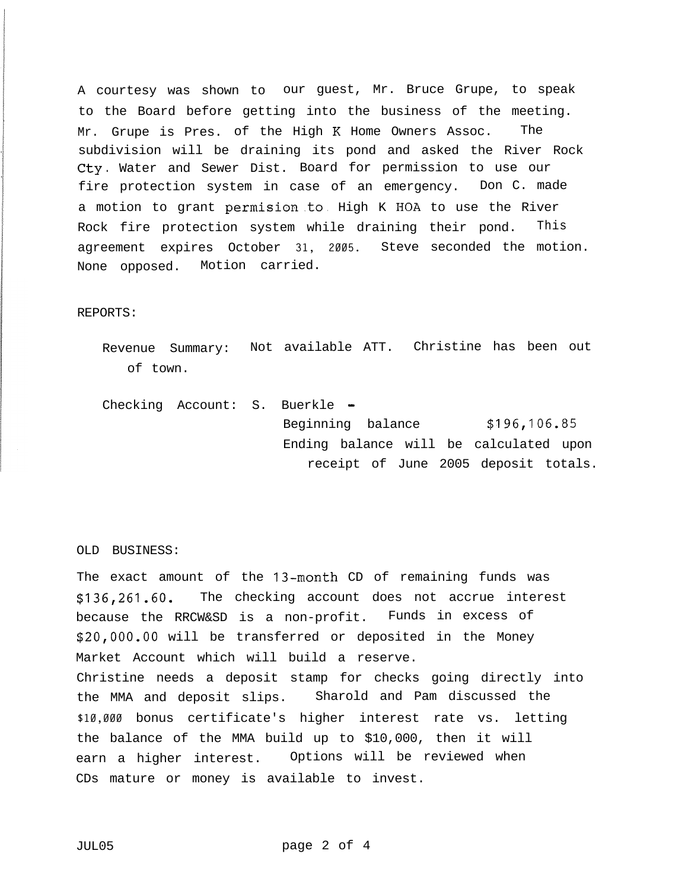A courtesy was shown to our guest, Mr. Bruce Grupe, to speak to the Board before getting into the business of the meeting. Mr. Grupe is Pres. of the High K Home Owners Assoc. The subdivision will be draining its pond and asked the River Rock Cty. Water and Sewer Dist. Board for permission to use our fire protection system in case of an emergency. Don C. made a motion to grant permision to High K HOA to use the River Rock fire protection system while draining their pond. This agreement expires October 31, 2005. Steve seconded the motion. None opposed. Motion carried.

REPORTS:

Revenue Summary: Not available ATT. Christine has been out of town.

Checking Account: S. Buerkle -
Beginning balance $196,106.85
Ending balance will be calculated upon receipt of June 2005 deposit totals.

OLD BUSINESS:

The exact amount of the 13-month CD of remaining funds was $136,261.60. The checking account does not accrue interest because the RRCW&SD is a non-profit. Funds in excess of $20,000.00 will be transferred or deposited in the Money Market Account which will build a reserve.
Christine needs a deposit stamp for checks going directly into the MMA and deposit slips. Sharold and Pam discussed the $10,000 bonus certificate's higher interest rate vs. letting the balance of the MMA build up to $10,000, then it will earn a higher interest. Options will be reviewed when CDs mature or money is available to invest.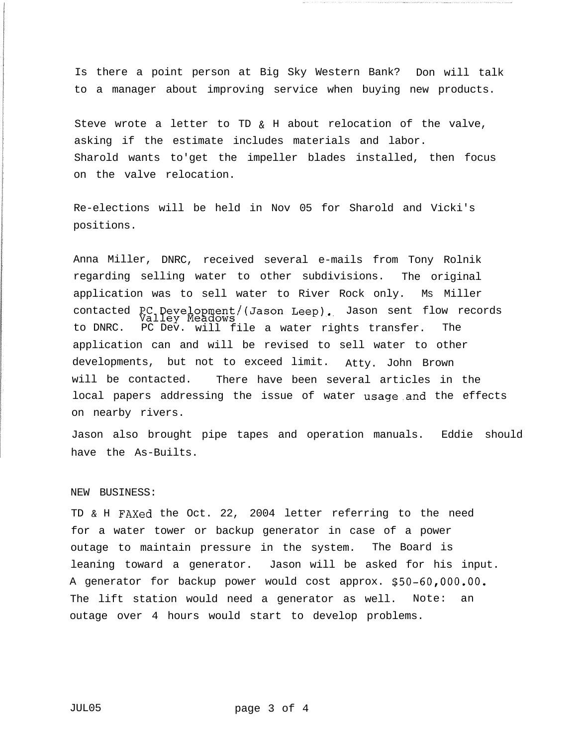Is there a point person at Big Sky Western Bank? Don will talk to a manager about improving service when buying new products.

Steve wrote a letter to TD & H about relocation of the valve, asking if the estimate includes materials and labor. Sharold wants to'get the impeller blades installed, then focus on the valve relocation.

Re-elections will be held in Nov 05 for Sharold and Vicki's positions.

Anna Miller, DNRC, received several e-mails from Tony Rolnik regarding selling water to other subdivisions. The original application was to sell water to River Rock only. Ms Miller contacted PC Development/(Jason Leep). Valley Meadows Jason sent flow records to DNRC. PC Dev. will file a water rights transfer. The application can and will be revised to sell water to other developments, but not to exceed limit. Atty. John Brown will be contacted. There have been several articles in the local papers addressing the issue of water usage and the effects on nearby rivers.

Jason also brought pipe tapes and operation manuals. Eddie should have the As-Builts.

NEW BUSINESS:

TD & H FAXed the Oct. 22, 2004 letter referring to the need for a water tower or backup generator in case of a power outage to maintain pressure in the system. The Board is leaning toward a generator. Jason will be asked for his input. A generator for backup power would cost approx. $50-60,000.00. The lift station would need a generator as well. Note: an outage over 4 hours would start to develop problems.

JUL05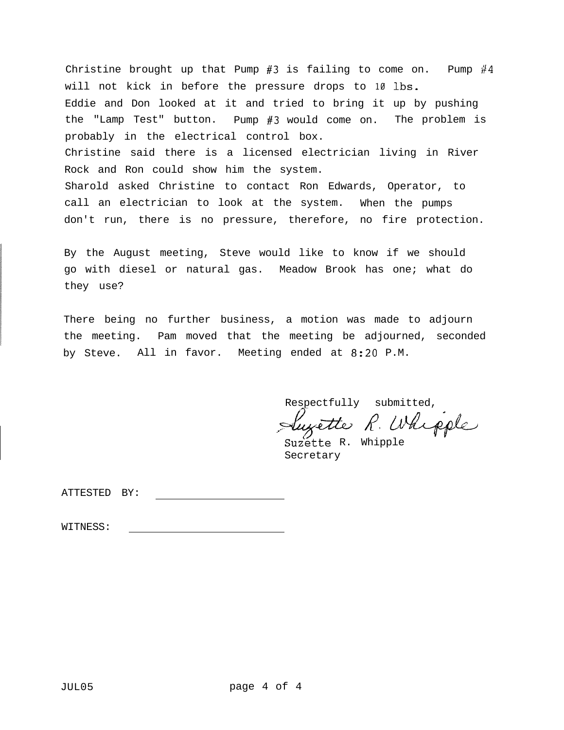Christine brought up that Pump #3 is failing to come on. Pump #4 will not kick in before the pressure drops to 10 lbs. Eddie and Don looked at it and tried to bring it up by pushing the "Lamp Test" button. Pump #3 would come on. The problem is probably in the electrical control box.
Christine said there is a licensed electrician living in River Rock and Ron could show him the system.
Sharold asked Christine to contact Ron Edwards, Operator, to call an electrician to look at the system. When the pumps don't run, there is no pressure, therefore, no fire protection.

By the August meeting, Steve would like to know if we should go with diesel or natural gas. Meadow Brook has one; what do they use?

There being no further business, a motion was made to adjourn the meeting. Pam moved that the meeting be adjourned, seconded by Steve. All in favor. Meeting ended at 8:20 P.M.

Respectfully submitted,

Suzette R. Whipple

Suzette R. Whipple
Secretary

ATTESTED BY: ____________________

WITNESS: ____________________

JUL05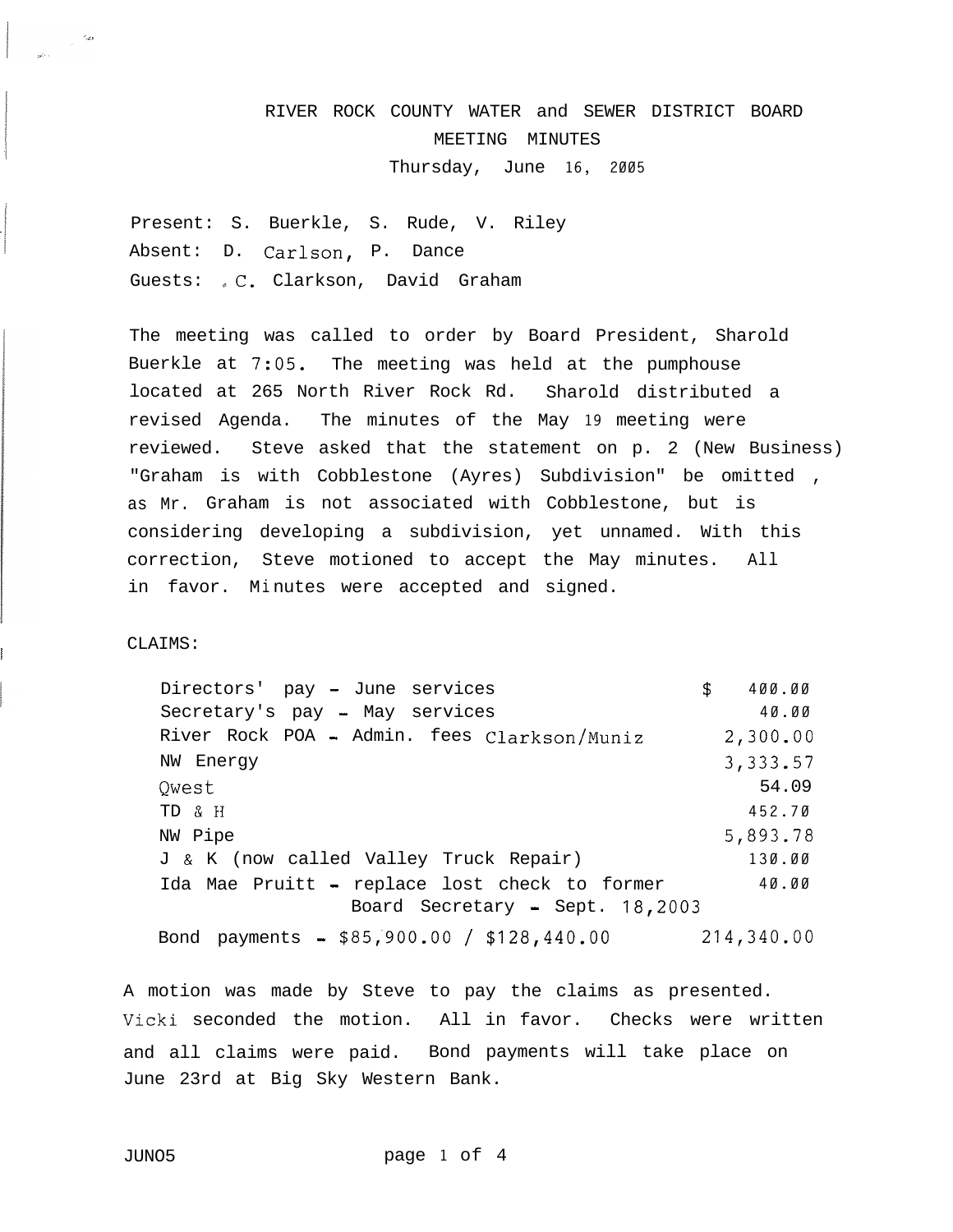# RIVER ROCK COUNTY WATER and SEWER DISTRICT BOARD
## MEETING MINUTES
### Thursday, June 16, 2005

Present: S. Buerkle, S. Rude, V. Riley
Absent: D. Carlson, P. Dance
Guests: C. Clarkson, David Graham

The meeting was called to order by Board President, Sharold Buerkle at 7:05. The meeting was held at the pumphouse located at 265 North River Rock Rd. Sharold distributed a revised Agenda. The minutes of the May 19 meeting were reviewed. Steve asked that the statement on p. 2 (New Business) "Graham is with Cobblestone (Ayres) Subdivision" be omitted , as Mr. Graham is not associated with Cobblestone, but is considering developing a subdivision, yet unnamed. With this correction, Steve motioned to accept the May minutes. All in favor. Minutes were accepted and signed.

CLAIMS:

| | |
|---|---|
| Directors' pay - June services | $ 400.00 |
| Secretary's pay - May services | 40.00 |
| River Rock POA - Admin. fees Clarkson/Muniz | 2,300.00 |
| NW Energy | 3,333.57 |
| Qwest | 54.09 |
| TD & H | 452.70 |
| NW Pipe | 5,893.78 |
| J & K (now called Valley Truck Repair) | 130.00 |
| Ida Mae Pruitt - replace lost check to former Board Secretary - Sept. 18,2003 | 40.00 |
| Bond payments - $85,900.00 / $128,440.00 | 214,340.00 |

A motion was made by Steve to pay the claims as presented. Vicki seconded the motion. All in favor. Checks were written and all claims were paid. Bond payments will take place on June 23rd at Big Sky Western Bank.

JUN05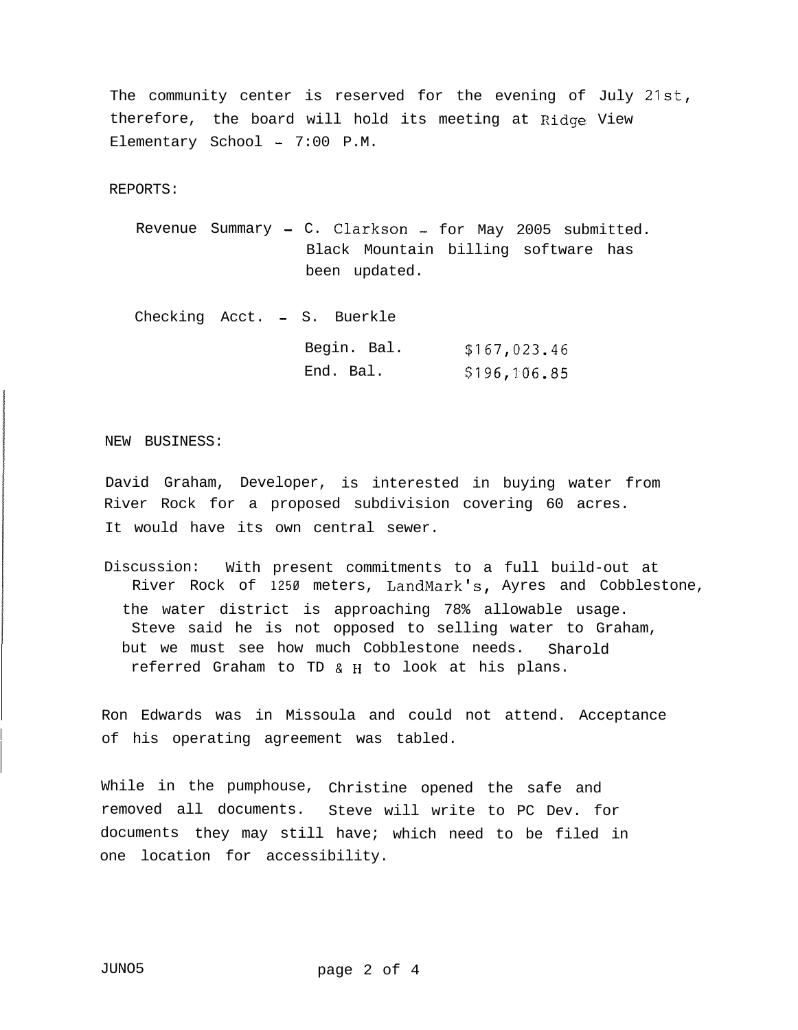The community center is reserved for the evening of July 21st, therefore, the board will hold its meeting at Ridge View Elementary School - 7:00 P.M.

REPORTS:

Revenue Summary - C. Clarkson - for May 2005 submitted. Black Mountain billing software has been updated.

Checking Acct. - S. Buerkle

| | |
|---|---|
| Begin. Bal. | $167,023.46 |
| End. Bal. | $196,106.85 |

NEW BUSINESS:

David Graham, Developer, is interested in buying water from River Rock for a proposed subdivision covering 60 acres. It would have its own central sewer.

Discussion: With present commitments to a full build-out at River Rock of 1250 meters, LandMark's, Ayres and Cobblestone, the water district is approaching 78% allowable usage. Steve said he is not opposed to selling water to Graham, but we must see how much Cobblestone needs. Sharold referred Graham to TD & H to look at his plans.

Ron Edwards was in Missoula and could not attend. Acceptance of his operating agreement was tabled.

While in the pumphouse, Christine opened the safe and removed all documents. Steve will write to PC Dev. for documents they may still have; which need to be filed in one location for accessibility.

JUN05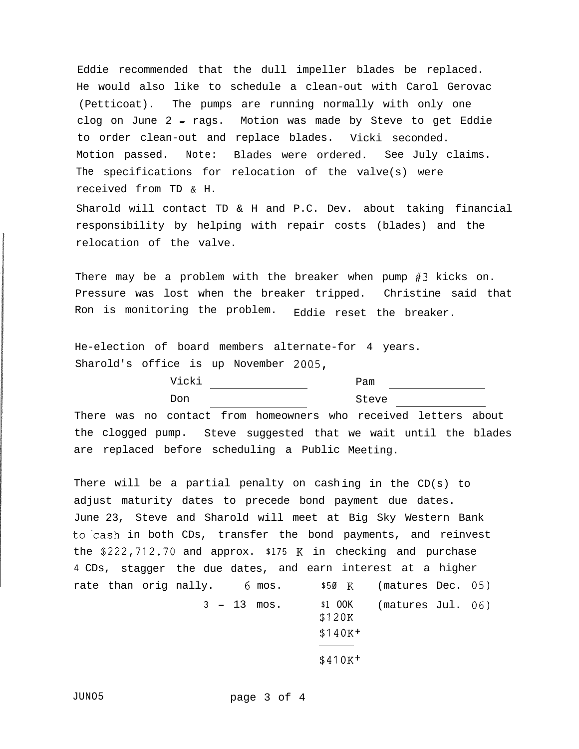Eddie recommended that the dull impeller blades be replaced. He would also like to schedule a clean-out with Carol Gerovac (Petticoat). The pumps are running normally with only one clog on June 2 - rags. Motion was made by Steve to get Eddie to order clean-out and replace blades. Vicki seconded. Motion passed. Note: Blades were ordered. See July claims. The specifications for relocation of the valve(s) were received from TD & H.

Sharold will contact TD & H and P.C. Dev. about taking financial responsibility by helping with repair costs (blades) and the relocation of the valve.

There may be a problem with the breaker when pump #3 kicks on. Pressure was lost when the breaker tripped. Christine said that Ron is monitoring the problem. Eddie reset the breaker.

He-election of board members alternate-for 4 years. Sharold's office is up November 2005,

| | | | |
|---|---|---|---|
| Vicki | ______________ | Pam | ______________ |
| Don | ______________ | Steve | ______________ |

There was no contact from homeowners who received letters about the clogged pump. Steve suggested that we wait until the blades are replaced before scheduling a Public Meeting.

There will be a partial penalty on cashing in the CD(s) to adjust maturity dates to precede bond payment due dates. June 23, Steve and Sharold will meet at Big Sky Western Bank to cash in both CDs, transfer the bond payments, and reinvest the $222,712.70 and approx. $175 K in checking and purchase 4 CDs, stagger the due dates, and earn interest at a higher rate than orig nally.

| | | |
|---|---|---|
| 6 mos. | $50 K | (matures Dec. 05) |
| 3 - 13 mos. | $100K | (matures Jul. 06) |
| | $120K | |
| | $140K+ | |
| | $410K+ | |

JUN05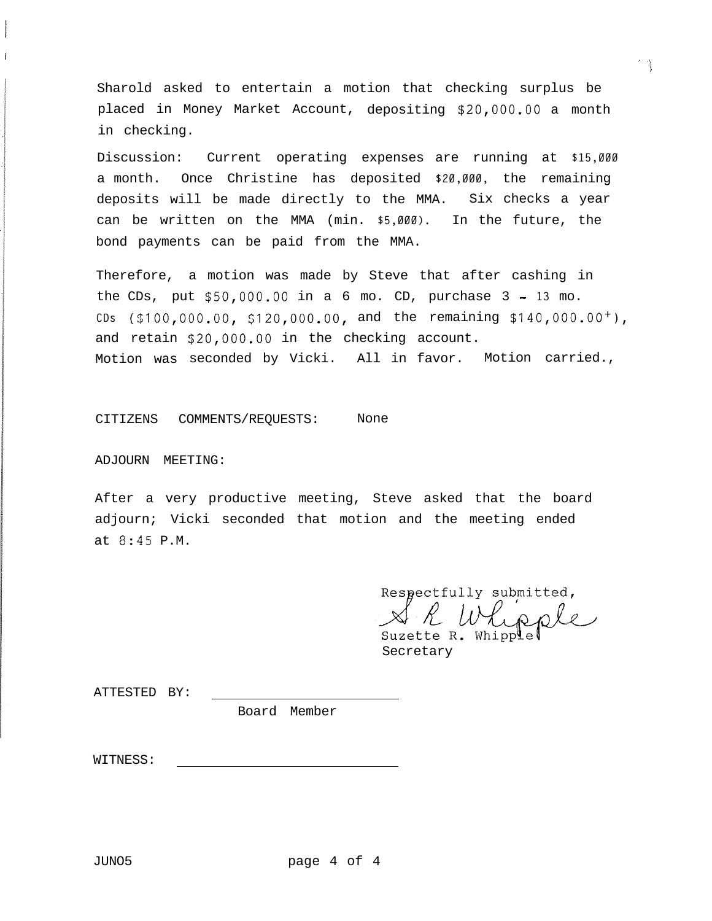Sharold asked to entertain a motion that checking surplus be placed in Money Market Account, depositing $20,000.00 a month in checking.

Discussion: Current operating expenses are running at $15,000 a month. Once Christine has deposited $20,000, the remaining deposits will be made directly to the MMA. Six checks a year can be written on the MMA (min. $5,000). In the future, the bond payments can be paid from the MMA.

Therefore, a motion was made by Steve that after cashing in the CDs, put $50,000.00 in a 6 mo. CD, purchase 3 - 13 mo. CDs ($100,000.00, $120,000.00, and the remaining $140,000.00+), and retain $20,000.00 in the checking account.
Motion was seconded by Vicki. All in favor. Motion carried.,

CITIZENS COMMENTS/REQUESTS: None

ADJOURN MEETING:

After a very productive meeting, Steve asked that the board adjourn; Vicki seconded that motion and the meeting ended at 8:45 P.M.

Respectfully submitted,
S R Whipple
Suzette R. Whipple
Secretary

ATTESTED BY: ______________________
Board Member

WITNESS: ______________________

JUN05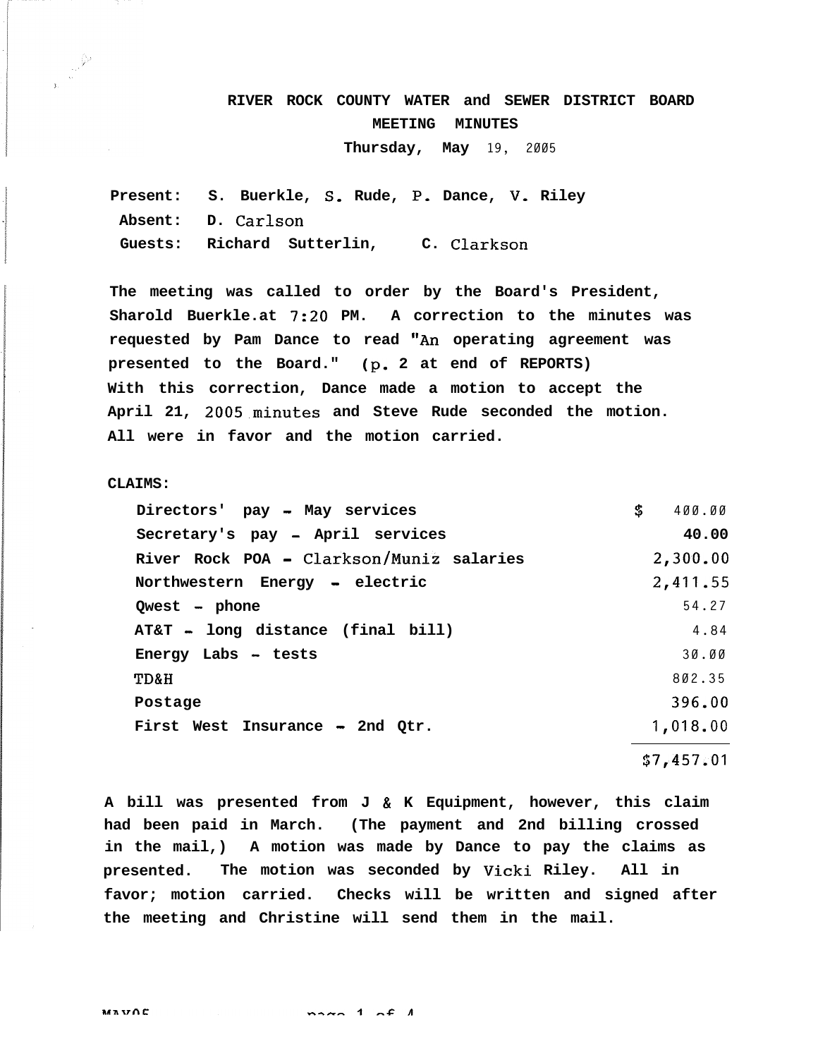# RIVER ROCK COUNTY WATER and SEWER DISTRICT BOARD

## MEETING MINUTES

**Thursday, May 19, 2005**

**Present:** S. Buerkle, S. Rude, P. Dance, V. Riley
**Absent:** D. Carlson
**Guests:** Richard Sutterlin, C. Clarkson

The meeting was called to order by the Board's President, Sharold Buerkle.at 7:20 PM. A correction to the minutes was requested by Pam Dance to read "An operating agreement was presented to the Board." (p. 2 at end of REPORTS) With this correction, Dance made a motion to accept the April 21, 2005 minutes and Steve Rude seconded the motion. All were in favor and the motion carried.

**CLAIMS:**

| | |
|---|---|
| Directors' pay - May services | $ 400.00 |
| Secretary's pay - April services | 40.00 |
| River Rock POA - Clarkson/Muniz salaries | 2,300.00 |
| Northwestern Energy - electric | 2,411.55 |
| Qwest - phone | 54.27 |
| AT&T - long distance (final bill) | 4.84 |
| Energy Labs - tests | 30.00 |
| TD&H | 802.35 |
| Postage | 396.00 |
| First West Insurance - 2nd Qtr. | 1,018.00 |
| | $7,457.01 |

A bill was presented from J & K Equipment, however, this claim had been paid in March. (The payment and 2nd billing crossed in the mail,) A motion was made by Dance to pay the claims as presented. The motion was seconded by Vicki Riley. All in favor; motion carried. Checks will be written and signed after the meeting and Christine will send them in the mail.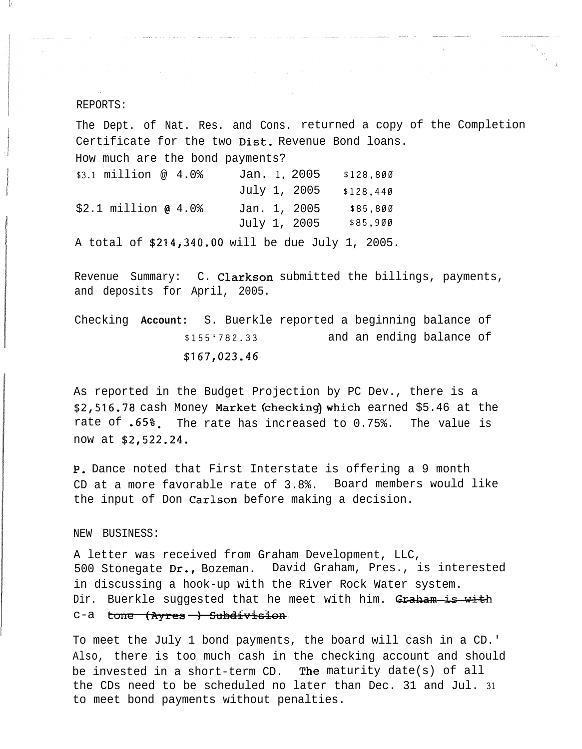REPORTS:

The Dept. of Nat. Res. and Cons. returned a copy of the Completion Certificate for the two Dist. Revenue Bond loans.

How much are the bond payments?

| | | |
|---|---|---|
| $3.1 million @ 4.0% | Jan. 1, 2005 | $128,800 |
| | July 1, 2005 | $128,440 |
| $2.1 million @ 4.0% | Jan. 1, 2005 | $85,800 |
| | July 1, 2005 | $85,900 |

A total of $214,340.00 will be due July 1, 2005.

Revenue Summary: C. Clarkson submitted the billings, payments, and deposits for April, 2005.

Checking Account: S. Buerkle reported a beginning balance of $155'782.33 and an ending balance of $167,023.46

As reported in the Budget Projection by PC Dev., there is a $2,516.78 cash Money Market (checking) which earned $5.46 at the rate of .65%. The rate has increased to 0.75%. The value is now at $2,522.24.

P. Dance noted that First Interstate is offering a 9 month CD at a more favorable rate of 3.8%. Board members would like the input of Don Carlson before making a decision.

NEW BUSINESS:

A letter was received from Graham Development, LLC, 500 Stonegate Dr., Bozeman. David Graham, Pres., is interested in discussing a hook-up with the River Rock Water system. Dir. Buerkle suggested that he meet with him. ~~Graham is with~~ c-a ~~tone (Ayres - ) Subdivision~~.

To meet the July 1 bond payments, the board will cash in a CD.' Also, there is too much cash in the checking account and should be invested in a short-term CD. The maturity date(s) of all the CDs need to be scheduled no later than Dec. 31 and Jul. 31 to meet bond payments without penalties.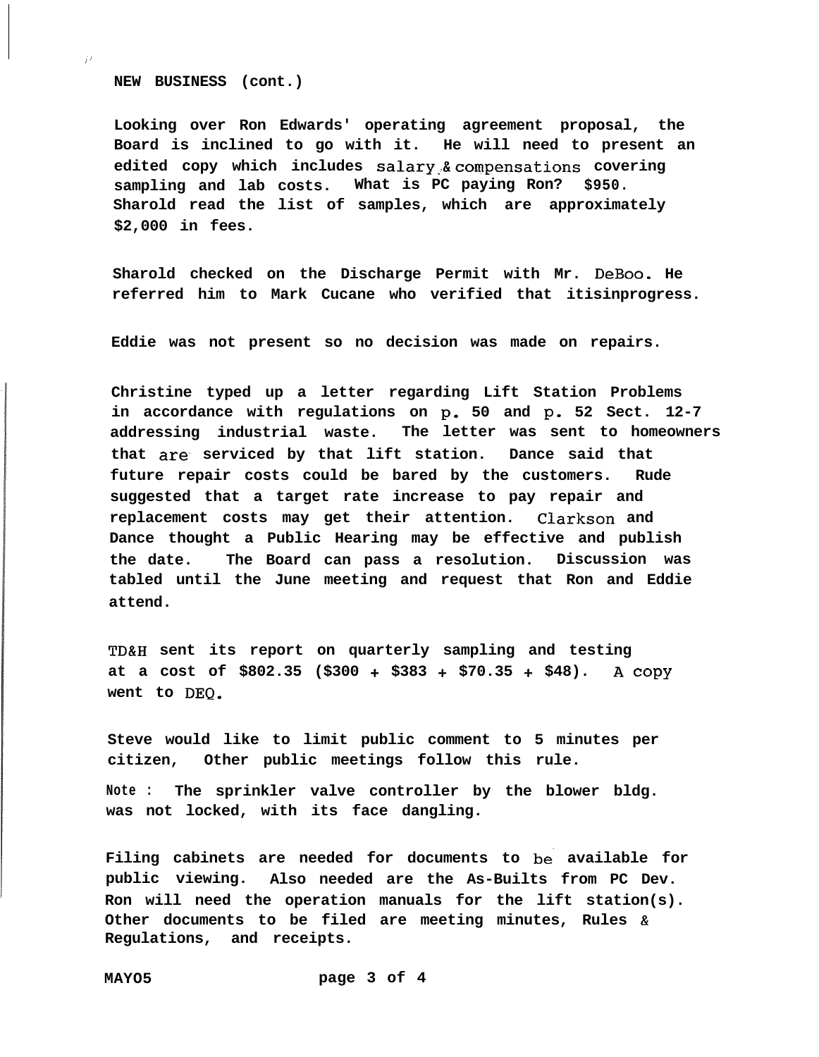**NEW BUSINESS (cont.)**

**Looking over Ron Edwards' operating agreement proposal, the Board is inclined to go with it. He will need to present an edited copy which includes salary & compensations covering sampling and lab costs. What is PC paying Ron? $950. Sharold read the list of samples, which are approximately $2,000 in fees.**

**Sharold checked on the Discharge Permit with Mr. DeBoo. He referred him to Mark Cucane who verified that itisinprogress.**

**Eddie was not present so no decision was made on repairs.**

**Christine typed up a letter regarding Lift Station Problems in accordance with regulations on p. 50 and p. 52 Sect. 12-7 addressing industrial waste. The letter was sent to homeowners that are serviced by that lift station. Dance said that future repair costs could be bared by the customers. Rude suggested that a target rate increase to pay repair and replacement costs may get their attention. Clarkson and Dance thought a Public Hearing may be effective and publish the date. The Board can pass a resolution. Discussion was tabled until the June meeting and request that Ron and Eddie attend.**

**TD&H sent its report on quarterly sampling and testing at a cost of $802.35 ($300 + $383 + $70.35 + $48). A copy went to DEQ.**

**Steve would like to limit public comment to 5 minutes per citizen, Other public meetings follow this rule.**

**Note : The sprinkler valve controller by the blower bldg. was not locked, with its face dangling.**

**Filing cabinets are needed for documents to be available for public viewing. Also needed are the As-Builts from PC Dev. Ron will need the operation manuals for the lift station(s). Other documents to be filed are meeting minutes, Rules & Regulations, and receipts.**

**MAY05**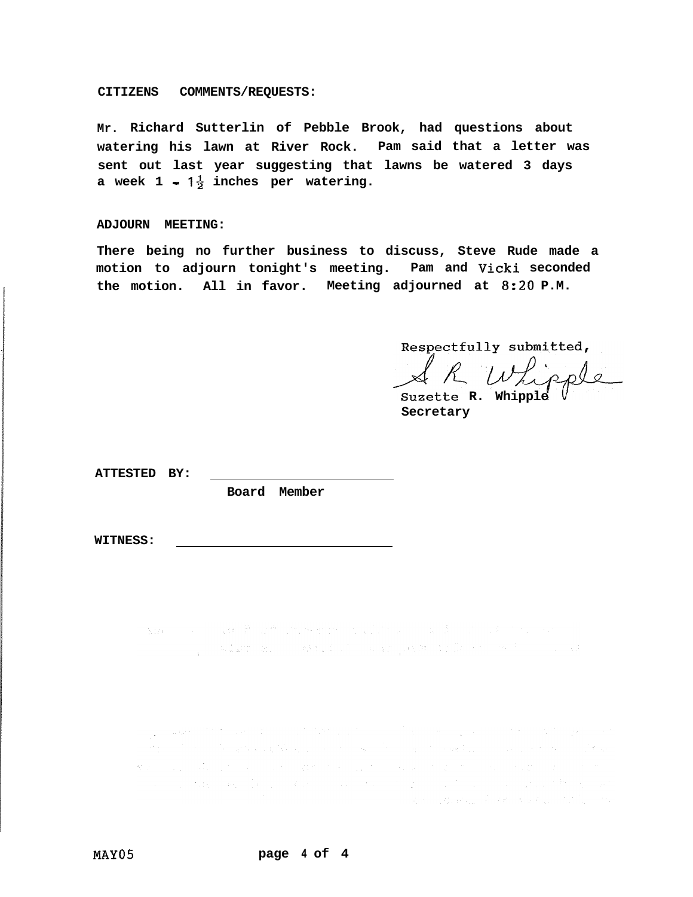**CITIZENS COMMENTS/REQUESTS:**

**Mr. Richard Sutterlin of Pebble Brook, had questions about watering his lawn at River Rock. Pam said that a letter was sent out last year suggesting that lawns be watered 3 days a week 1 - 1½ inches per watering.**

**ADJOURN MEETING:**

**There being no further business to discuss, Steve Rude made a motion to adjourn tonight's meeting. Pam and Vicki seconded the motion. All in favor. Meeting adjourned at 8:20 P.M.**

Respectfully submitted,

S R Whipple

Suzette **R. Whipple**
**Secretary**

**ATTESTED BY:** ______________________
**Board Member**

**WITNESS:** ______________________

MAY05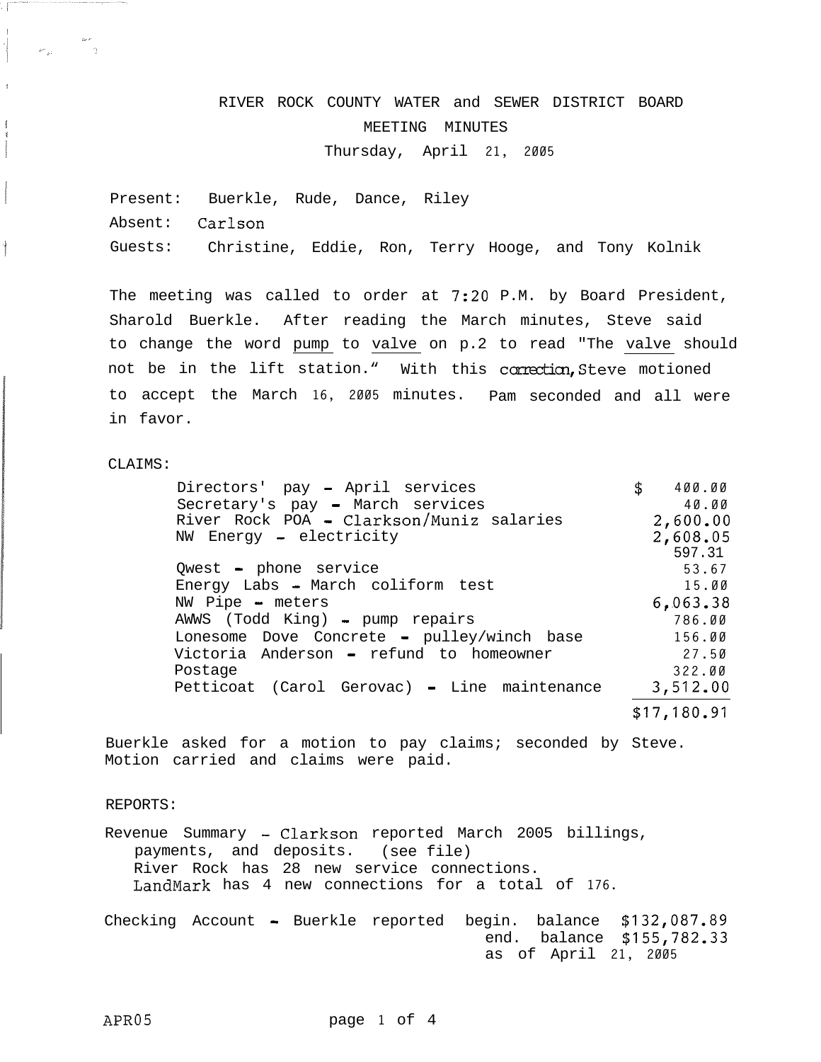RIVER ROCK COUNTY WATER and SEWER DISTRICT BOARD

MEETING MINUTES

Thursday, April 21, 2005

Present: Buerkle, Rude, Dance, Riley

Absent: Carlson

Guests: Christine, Eddie, Ron, Terry Hooge, and Tony Kolnik

The meeting was called to order at 7:20 P.M. by Board President, Sharold Buerkle. After reading the March minutes, Steve said to change the word pump to valve on p.2 to read "The valve should not be in the lift station." With this correction, Steve motioned to accept the March 16, 2005 minutes. Pam seconded and all were in favor.

CLAIMS:

| | |
|---|---|
| Directors' pay - April services | $ 400.00 |
| Secretary's pay - March services | 40.00 |
| River Rock POA - Clarkson/Muniz salaries | 2,600.00 |
| NW Energy - electricity | 2,608.05 |
| | 597.31 |
| Qwest - phone service | 53.67 |
| Energy Labs - March coliform test | 15.00 |
| NW Pipe - meters | 6,063.38 |
| AWWS (Todd King) - pump repairs | 786.00 |
| Lonesome Dove Concrete - pulley/winch base | 156.00 |
| Victoria Anderson - refund to homeowner | 27.50 |
| Postage | 322.00 |
| Petticoat (Carol Gerovac) - Line maintenance | 3,512.00 |
| | $17,180.91 |

Buerkle asked for a motion to pay claims; seconded by Steve. Motion carried and claims were paid.

REPORTS:

Revenue Summary - Clarkson reported March 2005 billings, payments, and deposits. (see file)
River Rock has 28 new service connections.
LandMark has 4 new connections for a total of 176.

Checking Account - Buerkle reported begin. balance $132,087.89
end. balance $155,782.33
as of April 21, 2005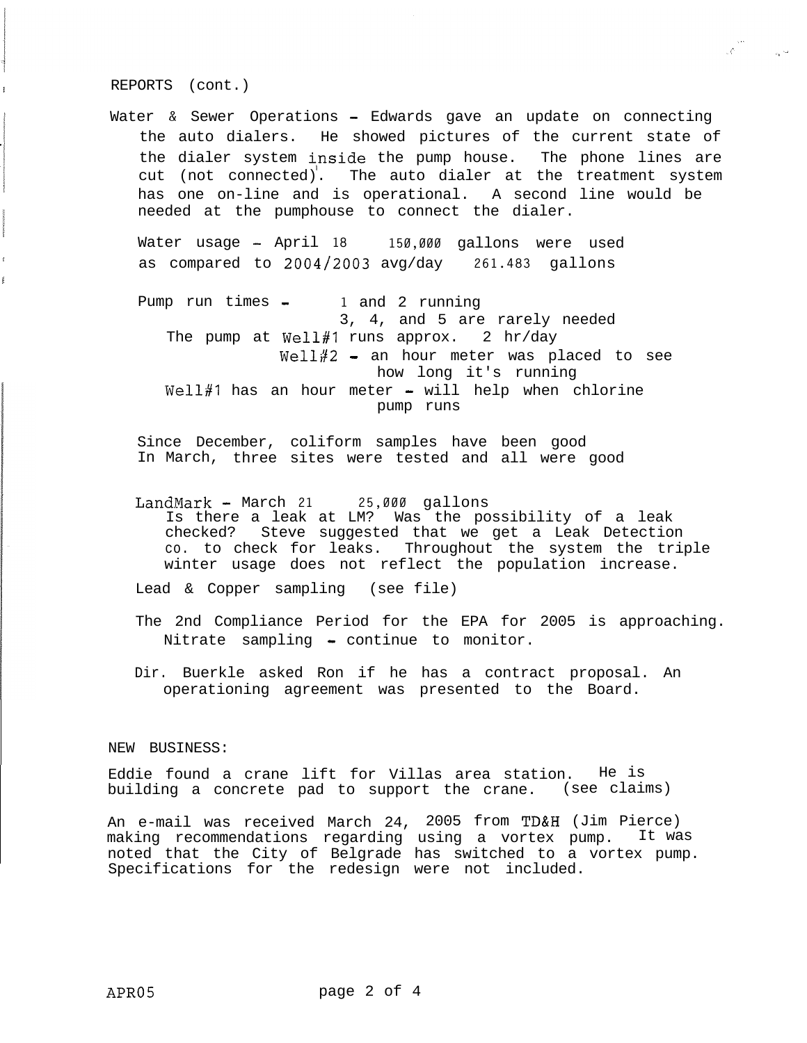REPORTS (cont.)

Water & Sewer Operations – Edwards gave an update on connecting the auto dialers. He showed pictures of the current state of the dialer system inside the pump house. The phone lines are cut (not connected). The auto dialer at the treatment system has one on-line and is operational. A second line would be needed at the pumphouse to connect the dialer.

Water usage – April 18 150,000 gallons were used as compared to 2004/2003 avg/day 261.483 gallons

Pump run times – 1 and 2 running
3, 4, and 5 are rarely needed

The pump at Well#1 runs approx. 2 hr/day

Well#2 – an hour meter was placed to see how long it's running

Well#1 has an hour meter – will help when chlorine pump runs

Since December, coliform samples have been good
In March, three sites were tested and all were good

LandMark – March 21 25,000 gallons
Is there a leak at LM? Was the possibility of a leak checked? Steve suggested that we get a Leak Detection co. to check for leaks. Throughout the system the triple winter usage does not reflect the population increase.

Lead & Copper sampling (see file)

The 2nd Compliance Period for the EPA for 2005 is approaching.
Nitrate sampling – continue to monitor.

Dir. Buerkle asked Ron if he has a contract proposal. An operationing agreement was presented to the Board.

NEW BUSINESS:

Eddie found a crane lift for Villas area station. He is building a concrete pad to support the crane. (see claims)

An e-mail was received March 24, 2005 from TD&H (Jim Pierce) making recommendations regarding using a vortex pump. It was noted that the City of Belgrade has switched to a vortex pump. Specifications for the redesign were not included.

APR05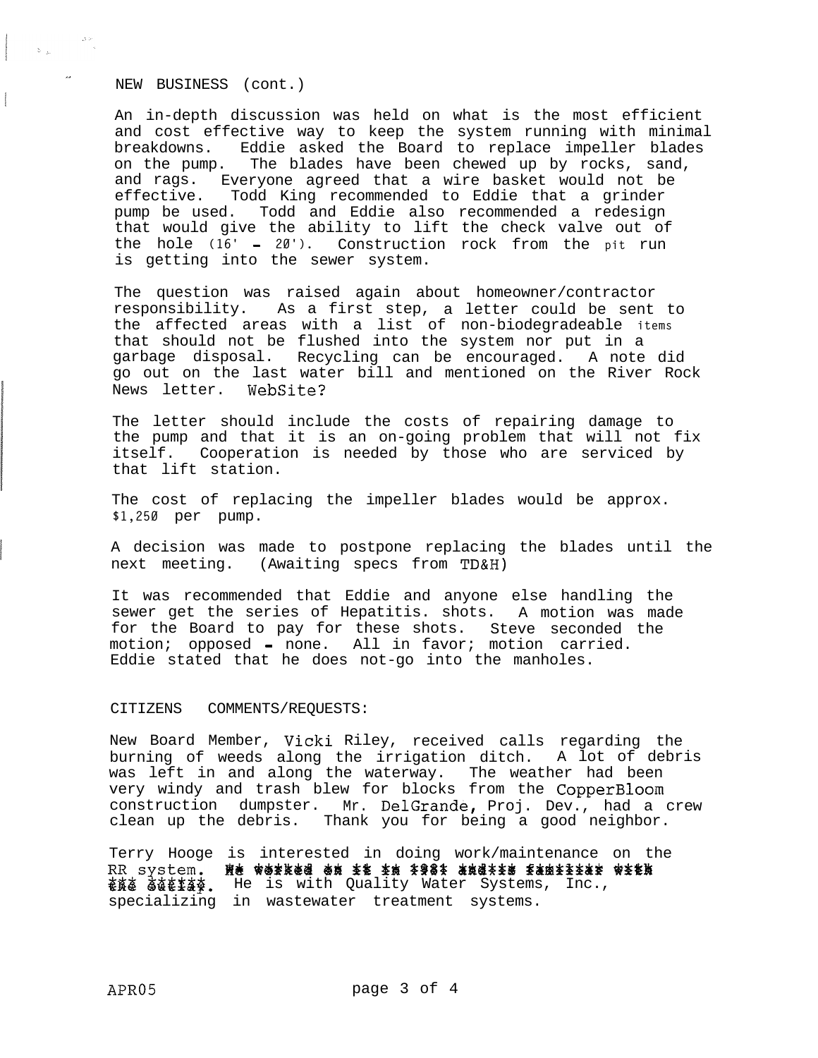NEW BUSINESS (cont.)

An in-depth discussion was held on what is the most efficient and cost effective way to keep the system running with minimal breakdowns. Eddie asked the Board to replace impeller blades on the pump. The blades have been chewed up by rocks, sand, and rags. Everyone agreed that a wire basket would not be effective. Todd King recommended to Eddie that a grinder pump be used. Todd and Eddie also recommended a redesign that would give the ability to lift the check valve out of the hole (16' - 20'). Construction rock from the pit run is getting into the sewer system.

The question was raised again about homeowner/contractor responsibility. As a first step, a letter could be sent to the affected areas with a list of non-biodegradeable items that should not be flushed into the system nor put in a garbage disposal. Recycling can be encouraged. A note did go out on the last water bill and mentioned on the River Rock News letter. WebSite?

The letter should include the costs of repairing damage to the pump and that it is an on-going problem that will not fix itself. Cooperation is needed by those who are serviced by that lift station.

The cost of replacing the impeller blades would be approx. $1,250 per pump.

A decision was made to postpone replacing the blades until the next meeting. (Awaiting specs from TD&H)

It was recommended that Eddie and anyone else handling the sewer get the series of Hepatitis. shots. A motion was made for the Board to pay for these shots. Steve seconded the motion; opposed - none. All in favor; motion carried. Eddie stated that he does not-go into the manholes.

CITIZENS COMMENTS/REQUESTS:

New Board Member, Vicki Riley, received calls regarding the burning of weeds along the irrigation ditch. A lot of debris was left in and along the waterway. The weather had been very windy and trash blew for blocks from the CopperBloom construction dumpster. Mr. DelGrande, Proj. Dev., had a crew clean up the debris. Thank you for being a good neighbor.

Terry Hooge is interested in doing work/maintenance on the RR system. ~~He worked on it in 1981 and is familiar with the outfall.~~ He is with Quality Water Systems, Inc., specializing in wastewater treatment systems.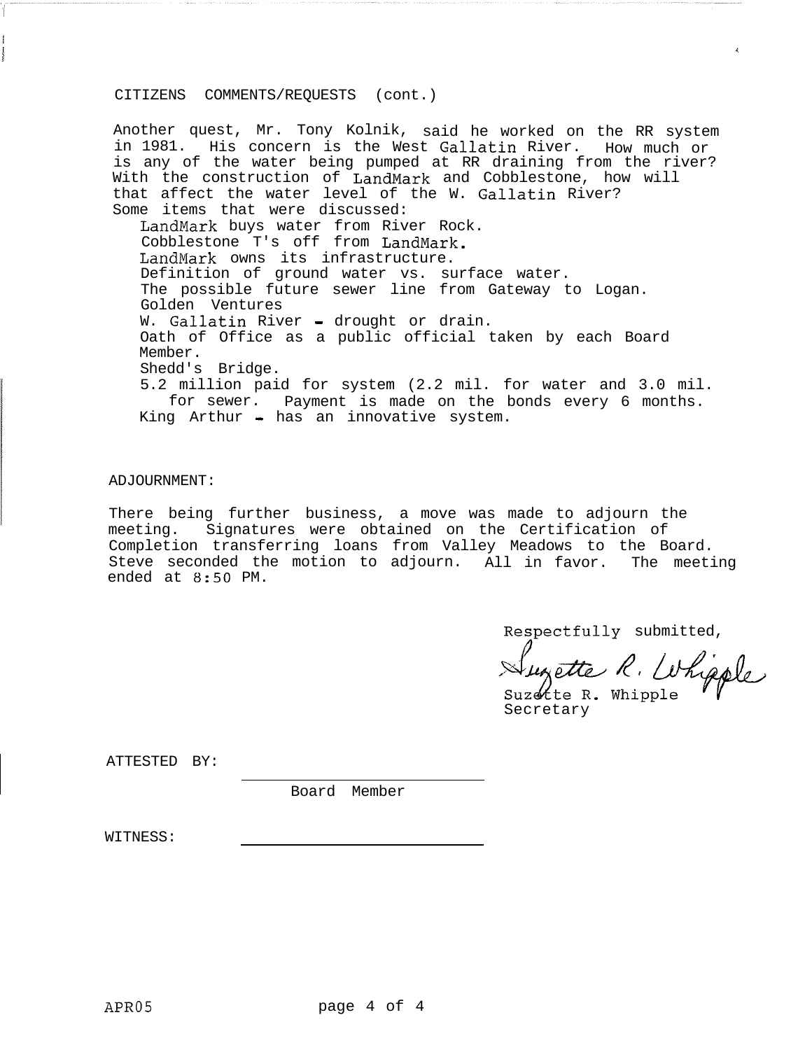## CITIZENS COMMENTS/REQUESTS (cont.)

Another quest, Mr. Tony Kolnik, said he worked on the RR system in 1981. His concern is the West Gallatin River. How much or is any of the water being pumped at RR draining from the river? With the construction of LandMark and Cobblestone, how will that affect the water level of the W. Gallatin River?

Some items that were discussed:

- LandMark buys water from River Rock.
- Cobblestone T's off from LandMark.
- LandMark owns its infrastructure.
- Definition of ground water vs. surface water.
- The possible future sewer line from Gateway to Logan.
- Golden Ventures
- W. Gallatin River - drought or drain.
- Oath of Office as a public official taken by each Board Member.
- Shedd's Bridge.
- 5.2 million paid for system (2.2 mil. for water and 3.0 mil. for sewer. Payment is made on the bonds every 6 months.
- King Arthur - has an innovative system.

## ADJOURNMENT:

There being further business, a move was made to adjourn the meeting. Signatures were obtained on the Certification of Completion transferring loans from Valley Meadows to the Board. Steve seconded the motion to adjourn. All in favor. The meeting ended at 8:50 PM.

Respectfully submitted,

Suzette R. Whipple
Suzette R. Whipple
Secretary

ATTESTED BY: ____________________
Board Member

WITNESS: ____________________

APR05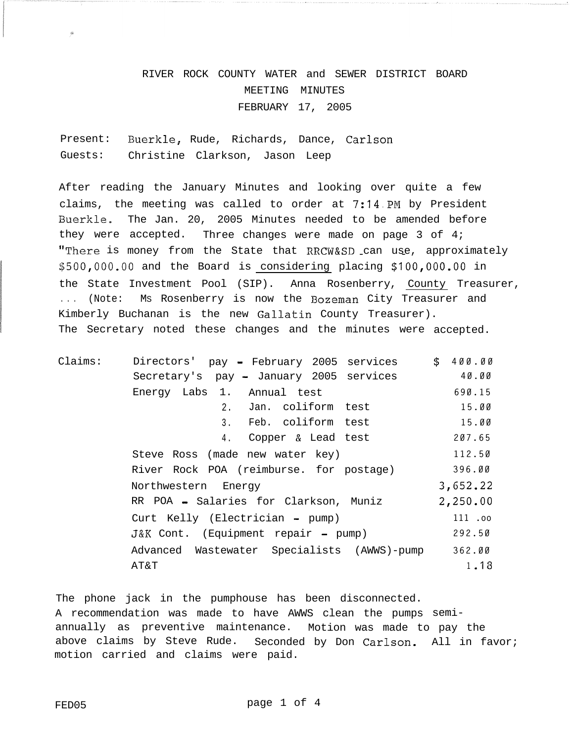# RIVER ROCK COUNTY WATER and SEWER DISTRICT BOARD
## MEETING MINUTES
## FEBRUARY 17, 2005

Present: Buerkle, Rude, Richards, Dance, Carlson
Guests: Christine Clarkson, Jason Leep

After reading the January Minutes and looking over quite a few claims, the meeting was called to order at 7:14 PM by President Buerkle. The Jan. 20, 2005 Minutes needed to be amended before they were accepted. Three changes were made on page 3 of 4; "There is money from the State that RRCW&SD can use, approximately $500,000.00 and the Board is considering placing $100,000.00 in the State Investment Pool (SIP). Anna Rosenberry, County Treasurer, ... (Note: Ms Rosenberry is now the Bozeman City Treasurer and Kimberly Buchanan is the new Gallatin County Treasurer). The Secretary noted these changes and the minutes were accepted.

| Claims: | | |
|---|---|---|
| | Directors' pay - February 2005 services | $ 400.00 |
| | Secretary's pay - January 2005 services | 40.00 |
| | Energy Labs 1. Annual test | 690.15 |
| | 2. Jan. coliform test | 15.00 |
| | 3. Feb. coliform test | 15.00 |
| | 4. Copper & Lead test | 207.65 |
| | Steve Ross (made new water key) | 112.50 |
| | River Rock POA (reimburse. for postage) | 396.00 |
| | Northwestern Energy | 3,652.22 |
| | RR POA - Salaries for Clarkson, Muniz | 2,250.00 |
| | Curt Kelly (Electrician - pump) | 111.00 |
| | J&K Cont. (Equipment repair - pump) | 292.50 |
| | Advanced Wastewater Specialists (AWWS)-pump | 362.00 |
| | AT&T | 1.18 |

The phone jack in the pumphouse has been disconnected. A recommendation was made to have AWWS clean the pumps semi-annually as preventive maintenance. Motion was made to pay the above claims by Steve Rude. Seconded by Don Carlson. All in favor; motion carried and claims were paid.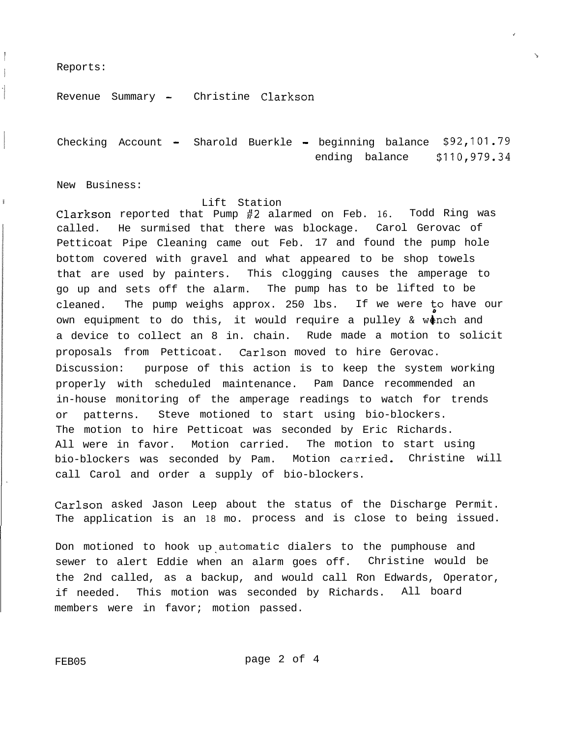Reports:

Revenue Summary - Christine Clarkson

Checking Account - Sharold Buerkle - beginning balance $92,101.79
ending balance $110,979.34

New Business:

Lift Station

Clarkson reported that Pump #2 alarmed on Feb. 16. Todd Ring was called. He surmised that there was blockage. Carol Gerovac of Petticoat Pipe Cleaning came out Feb. 17 and found the pump hole bottom covered with gravel and what appeared to be shop towels that are used by painters. This clogging causes the amperage to go up and sets off the alarm. The pump has to be lifted to be cleaned. The pump weighs approx. 250 lbs. If we were to have our own equipment to do this, it would require a pulley & wench and a device to collect an 8 in. chain. Rude made a motion to solicit proposals from Petticoat. Carlson moved to hire Gerovac. Discussion: purpose of this action is to keep the system working properly with scheduled maintenance. Pam Dance recommended an in-house monitoring of the amperage readings to watch for trends or patterns. Steve motioned to start using bio-blockers. The motion to hire Petticoat was seconded by Eric Richards. All were in favor. Motion carried. The motion to start using bio-blockers was seconded by Pam. Motion carried. Christine will call Carol and order a supply of bio-blockers.

Carlson asked Jason Leep about the status of the Discharge Permit. The application is an 18 mo. process and is close to being issued.

Don motioned to hook up automatic dialers to the pumphouse and sewer to alert Eddie when an alarm goes off. Christine would be the 2nd called, as a backup, and would call Ron Edwards, Operator, if needed. This motion was seconded by Richards. All board members were in favor; motion passed.

FEB05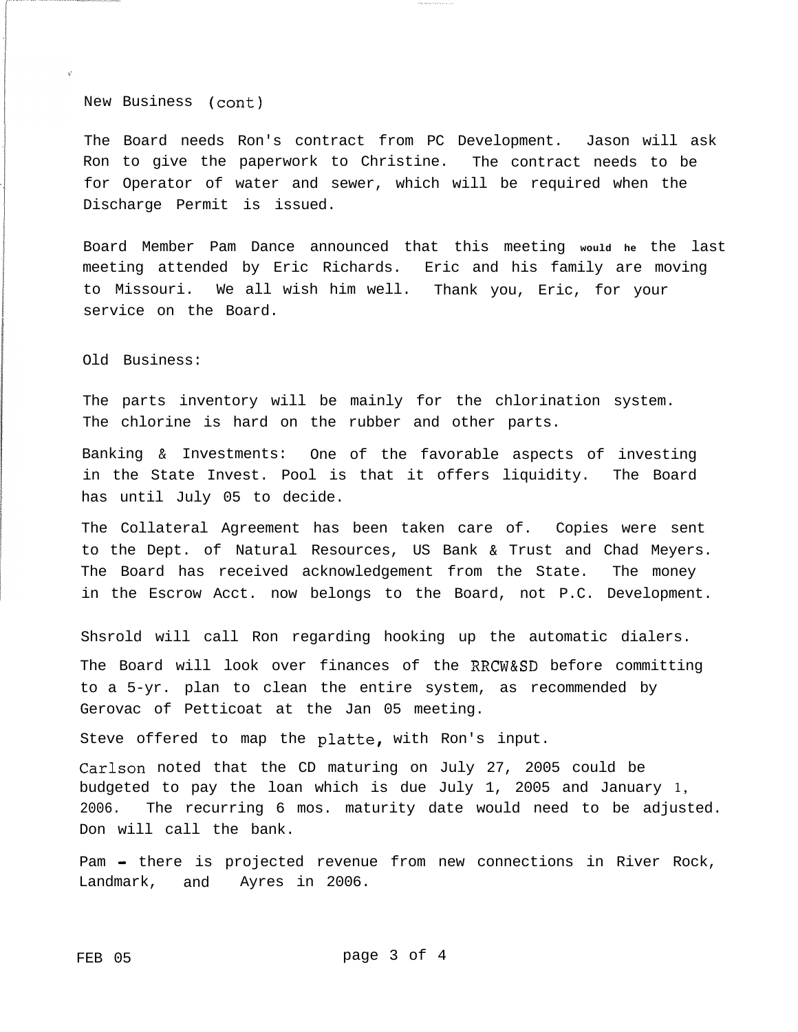New Business (cont)

The Board needs Ron's contract from PC Development. Jason will ask Ron to give the paperwork to Christine. The contract needs to be for Operator of water and sewer, which will be required when the Discharge Permit is issued.

Board Member Pam Dance announced that this meeting would he the last meeting attended by Eric Richards. Eric and his family are moving to Missouri. We all wish him well. Thank you, Eric, for your service on the Board.

Old Business:

The parts inventory will be mainly for the chlorination system. The chlorine is hard on the rubber and other parts.

Banking & Investments: One of the favorable aspects of investing in the State Invest. Pool is that it offers liquidity. The Board has until July 05 to decide.

The Collateral Agreement has been taken care of. Copies were sent to the Dept. of Natural Resources, US Bank & Trust and Chad Meyers. The Board has received acknowledgement from the State. The money in the Escrow Acct. now belongs to the Board, not P.C. Development.

Shsrold will call Ron regarding hooking up the automatic dialers.

The Board will look over finances of the RRCW&SD before committing to a 5-yr. plan to clean the entire system, as recommended by Gerovac of Petticoat at the Jan 05 meeting.

Steve offered to map the platte, with Ron's input.

Carlson noted that the CD maturing on July 27, 2005 could be budgeted to pay the loan which is due July 1, 2005 and January 1, 2006. The recurring 6 mos. maturity date would need to be adjusted. Don will call the bank.

Pam - there is projected revenue from new connections in River Rock, Landmark, and Ayres in 2006.

FEB 05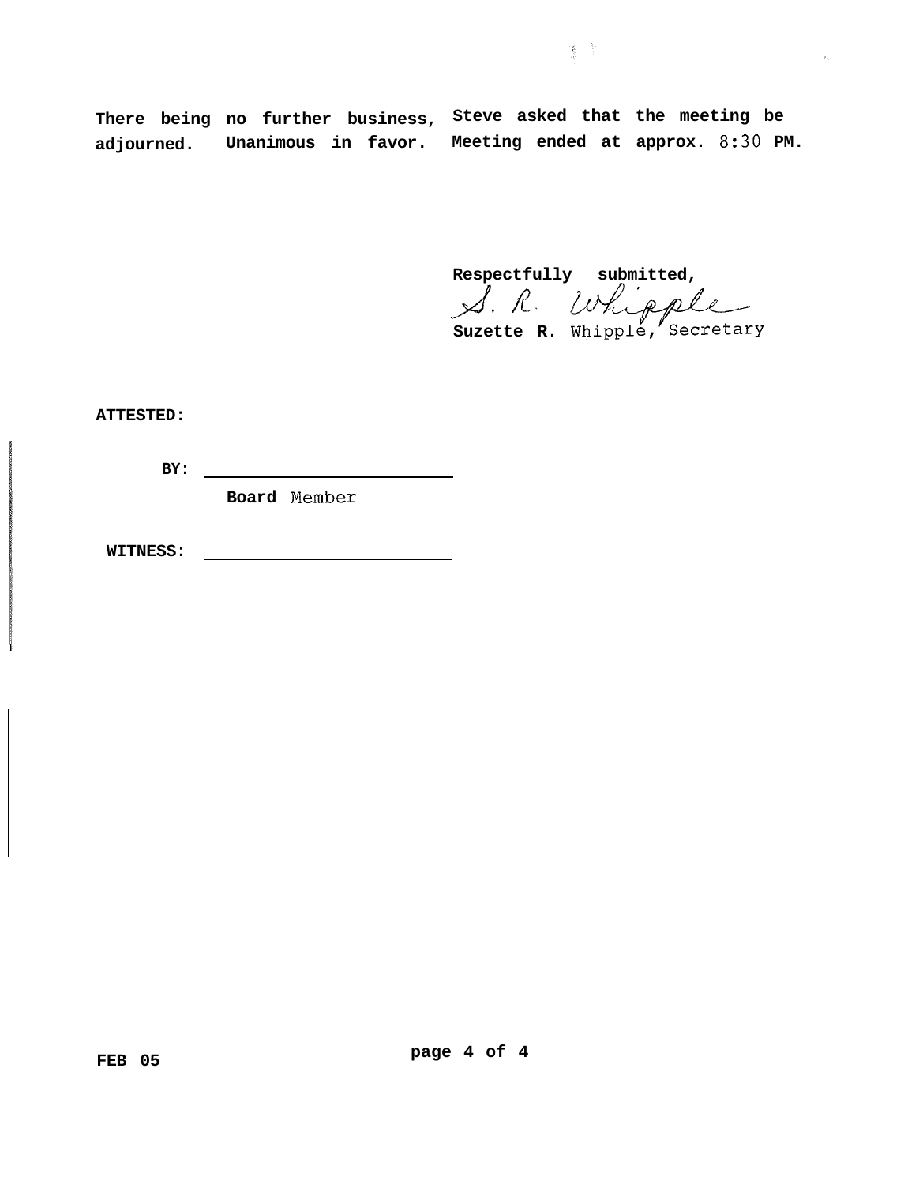There being no further business, Steve asked that the meeting be adjourned. Unanimous in favor. Meeting ended at approx. 8:30 PM.

Respectfully submitted,

S. R. Whipple

Suzette R. Whipple, Secretary

**ATTESTED:**

**BY:** ________________________

**Board** Member

**WITNESS:** ________________________

FEB 05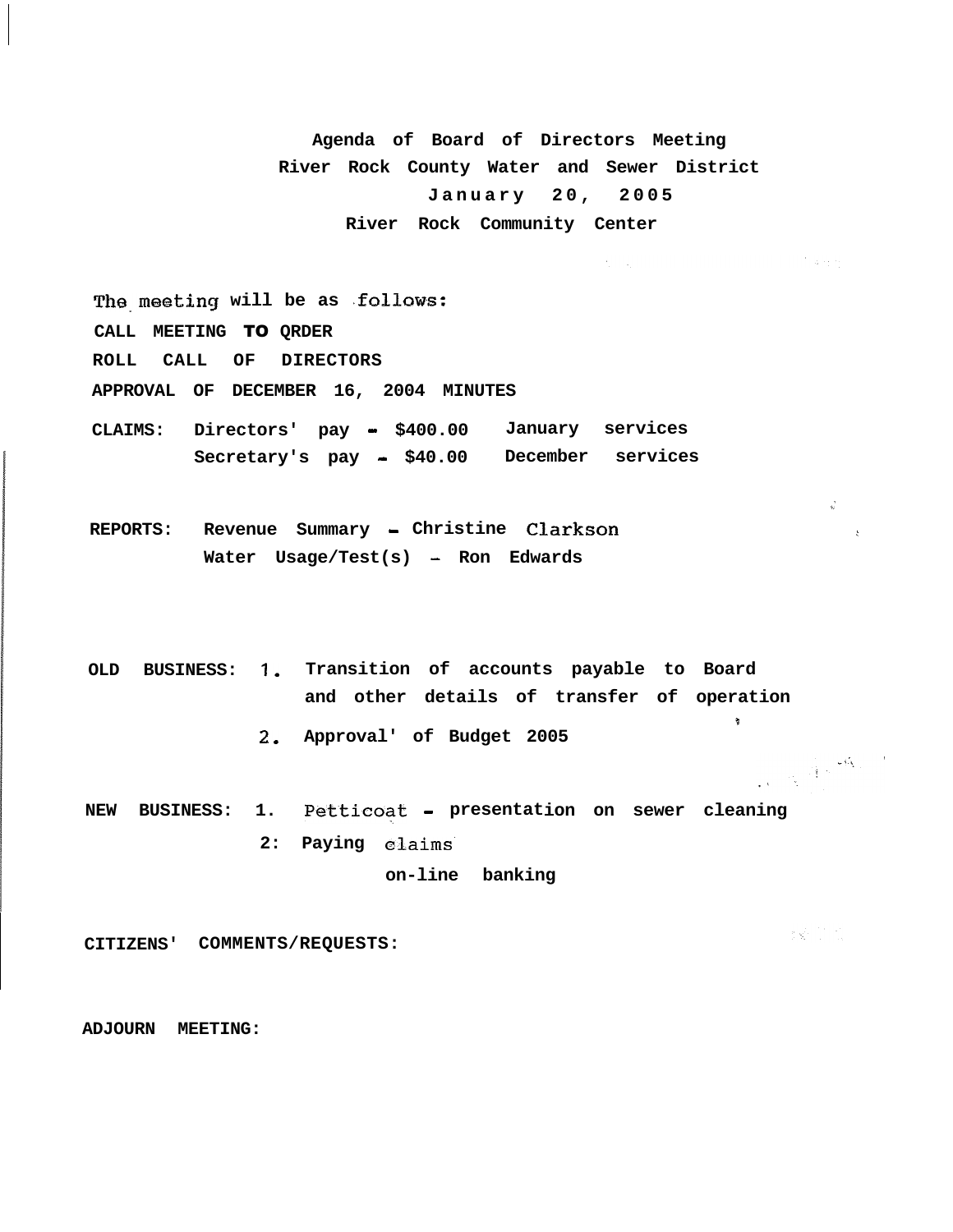# Agenda of Board of Directors Meeting
## River Rock County Water and Sewer District
## January 20, 2005
## River Rock Community Center

The meeting will be as follows:

**CALL MEETING TO QRDER**

**ROLL CALL OF DIRECTORS**

**APPROVAL OF DECEMBER 16, 2004 MINUTES**

**CLAIMS:** Directors' pay - $400.00 January services
Secretary's pay - $40.00 December services

**REPORTS:** Revenue Summary - Christine Clarkson
Water Usage/Test(s) - Ron Edwards

**OLD BUSINESS:**
1. Transition of accounts payable to Board and other details of transfer of operation
2. Approval' of Budget 2005

**NEW BUSINESS:**
1. Petticoat - presentation on sewer cleaning
2: Paying claims
on-line banking

**CITIZENS' COMMENTS/REQUESTS:**

**ADJOURN MEETING:**